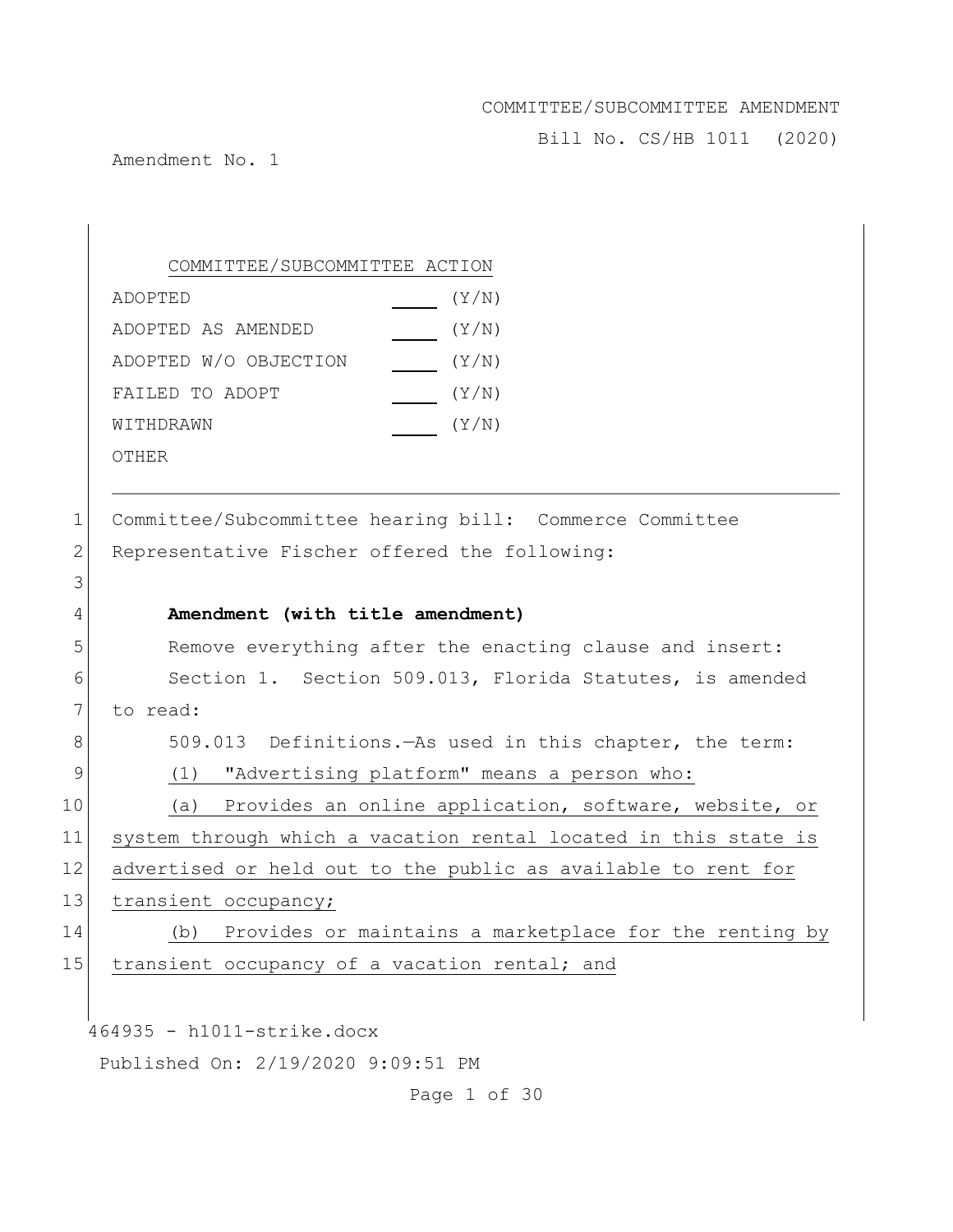COMMITTEE/SUBCOMMITTEE AMENDMENT

Bill No. CS/HB 1011 (2020)

Amendment No. 1

| COMMITTEE/SUBCOMMITTEE ACTION | | |
|---|---|---|
| ADOPTED | ____ | (Y/N) |
| ADOPTED AS AMENDED | ____ | (Y/N) |
| ADOPTED W/O OBJECTION | ____ | (Y/N) |
| FAILED TO ADOPT | ____ | (Y/N) |
| WITHDRAWN | ____ | (Y/N) |
| OTHER | | |

---

1 Committee/Subcommittee hearing bill: Commerce Committee
2 Representative Fischer offered the following:
3
4 **Amendment (with title amendment)**
5 Remove everything after the enacting clause and insert:
6 Section 1. Section 509.013, Florida Statutes, is amended
7 to read:
8 509.013 Definitions.—As used in this chapter, the term:
9 <u>(1) "Advertising platform" means a person who:</u>
10 <u>(a) Provides an online application, software, website, or</u>
11 <u>system through which a vacation rental located in this state is</u>
12 <u>advertised or held out to the public as available to rent for</u>
13 <u>transient occupancy;</u>
14 <u>(b) Provides or maintains a marketplace for the renting by</u>
15 <u>transient occupancy of a vacation rental; and</u>

464935 - h1011-strike.docx

Published On: 2/19/2020 9:09:51 PM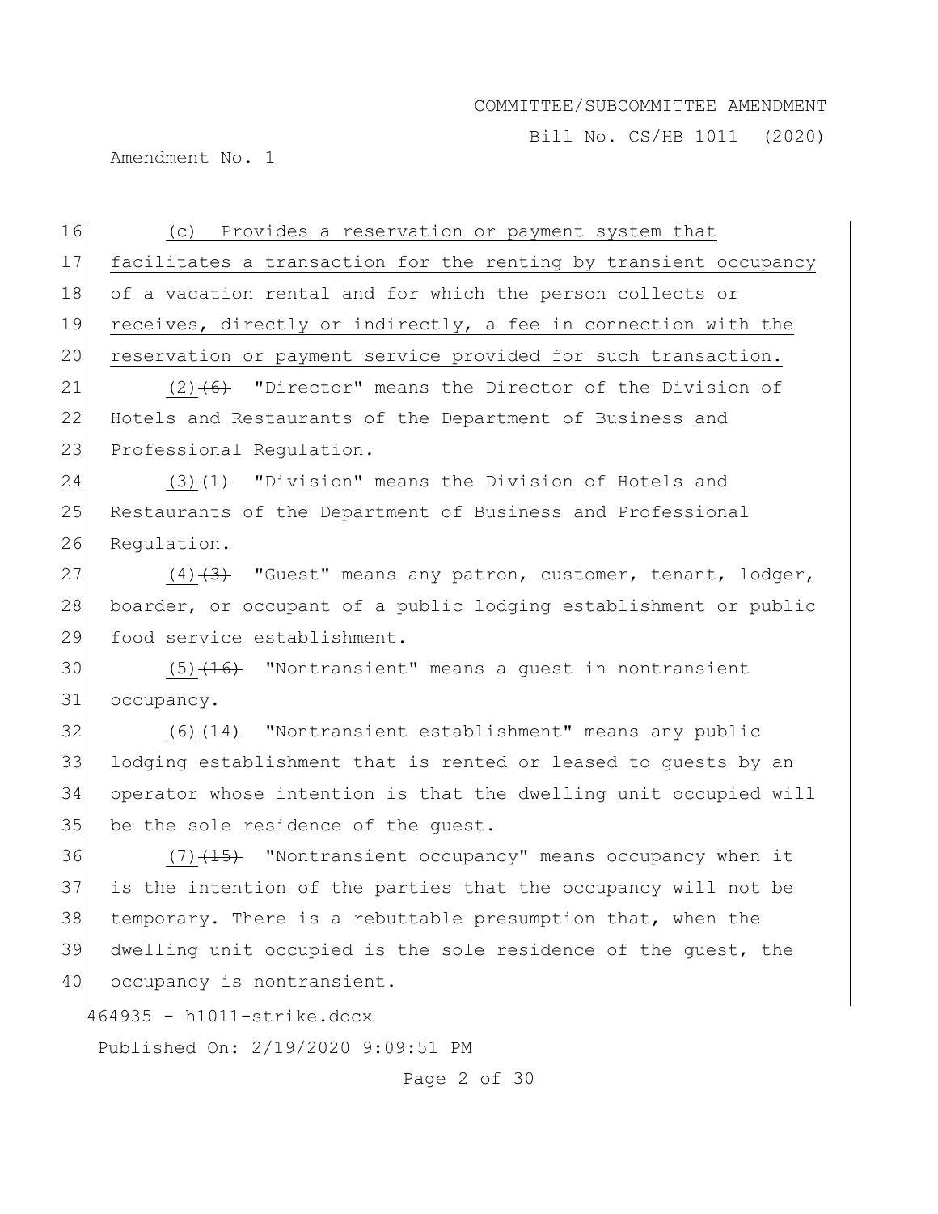(c) Provides a reservation or payment system that facilitates a transaction for the renting by transient occupancy of a vacation rental and for which the person collects or receives, directly or indirectly, a fee in connection with the reservation or payment service provided for such transaction.

(2) ~~(6)~~ "Director" means the Director of the Division of Hotels and Restaurants of the Department of Business and Professional Regulation.

(3) ~~(1)~~ "Division" means the Division of Hotels and Restaurants of the Department of Business and Professional Regulation.

(4) ~~(3)~~ "Guest" means any patron, customer, tenant, lodger, boarder, or occupant of a public lodging establishment or public food service establishment.

(5) ~~(16)~~ "Nontransient" means a guest in nontransient occupancy.

(6) ~~(14)~~ "Nontransient establishment" means any public lodging establishment that is rented or leased to guests by an operator whose intention is that the dwelling unit occupied will be the sole residence of the guest.

(7) ~~(15)~~ "Nontransient occupancy" means occupancy when it is the intention of the parties that the occupancy will not be temporary. There is a rebuttable presumption that, when the dwelling unit occupied is the sole residence of the guest, the occupancy is nontransient.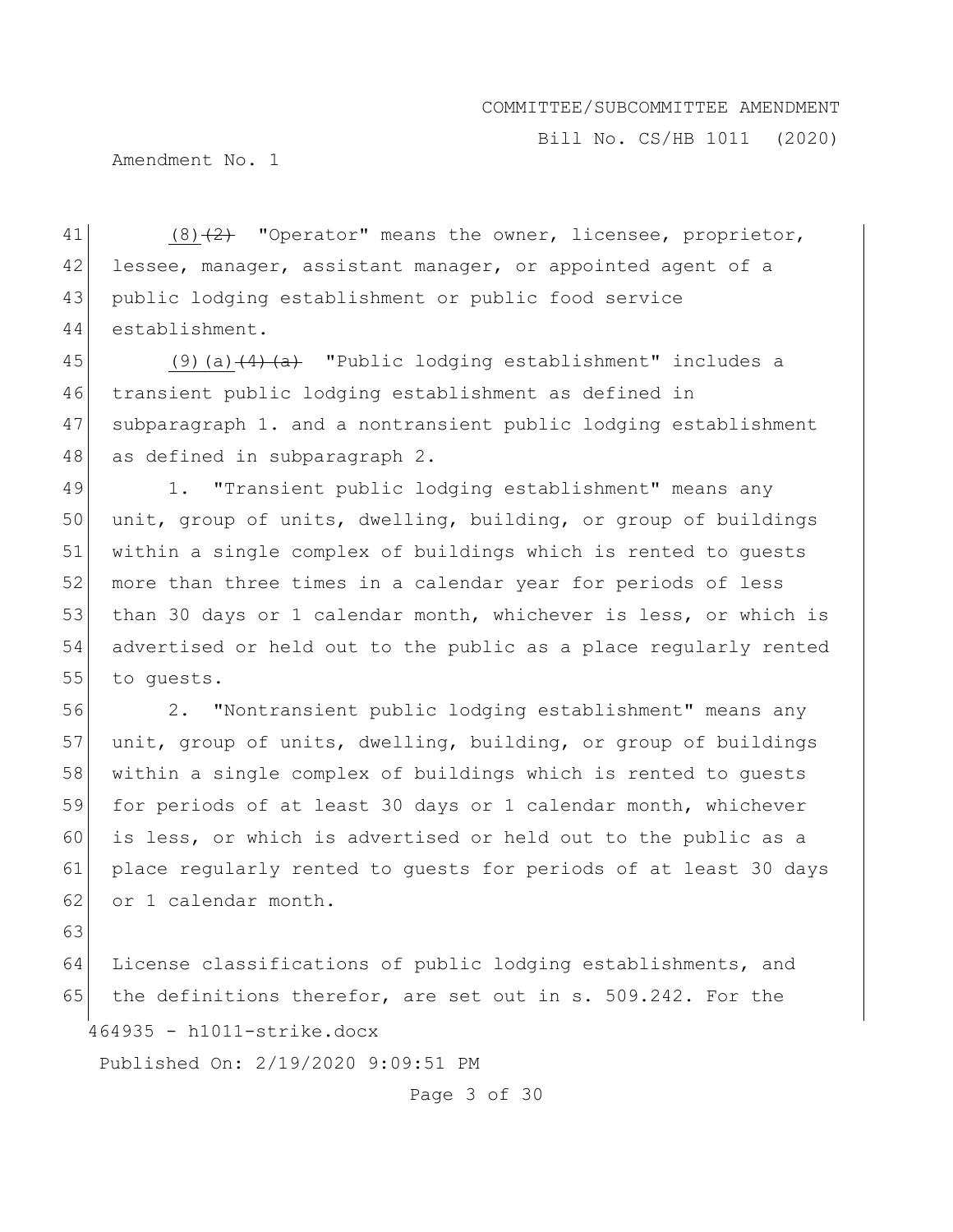(8)~~(2)~~ "Operator" means the owner, licensee, proprietor, lessee, manager, assistant manager, or appointed agent of a public lodging establishment or public food service establishment.

(9)(a)~~(4)(a)~~ "Public lodging establishment" includes a transient public lodging establishment as defined in subparagraph 1. and a nontransient public lodging establishment as defined in subparagraph 2.

1. "Transient public lodging establishment" means any unit, group of units, dwelling, building, or group of buildings within a single complex of buildings which is rented to guests more than three times in a calendar year for periods of less than 30 days or 1 calendar month, whichever is less, or which is advertised or held out to the public as a place regularly rented to guests.

2. "Nontransient public lodging establishment" means any unit, group of units, dwelling, building, or group of buildings within a single complex of buildings which is rented to guests for periods of at least 30 days or 1 calendar month, whichever is less, or which is advertised or held out to the public as a place regularly rented to guests for periods of at least 30 days or 1 calendar month.

License classifications of public lodging establishments, and the definitions therefor, are set out in s. 509.242. For the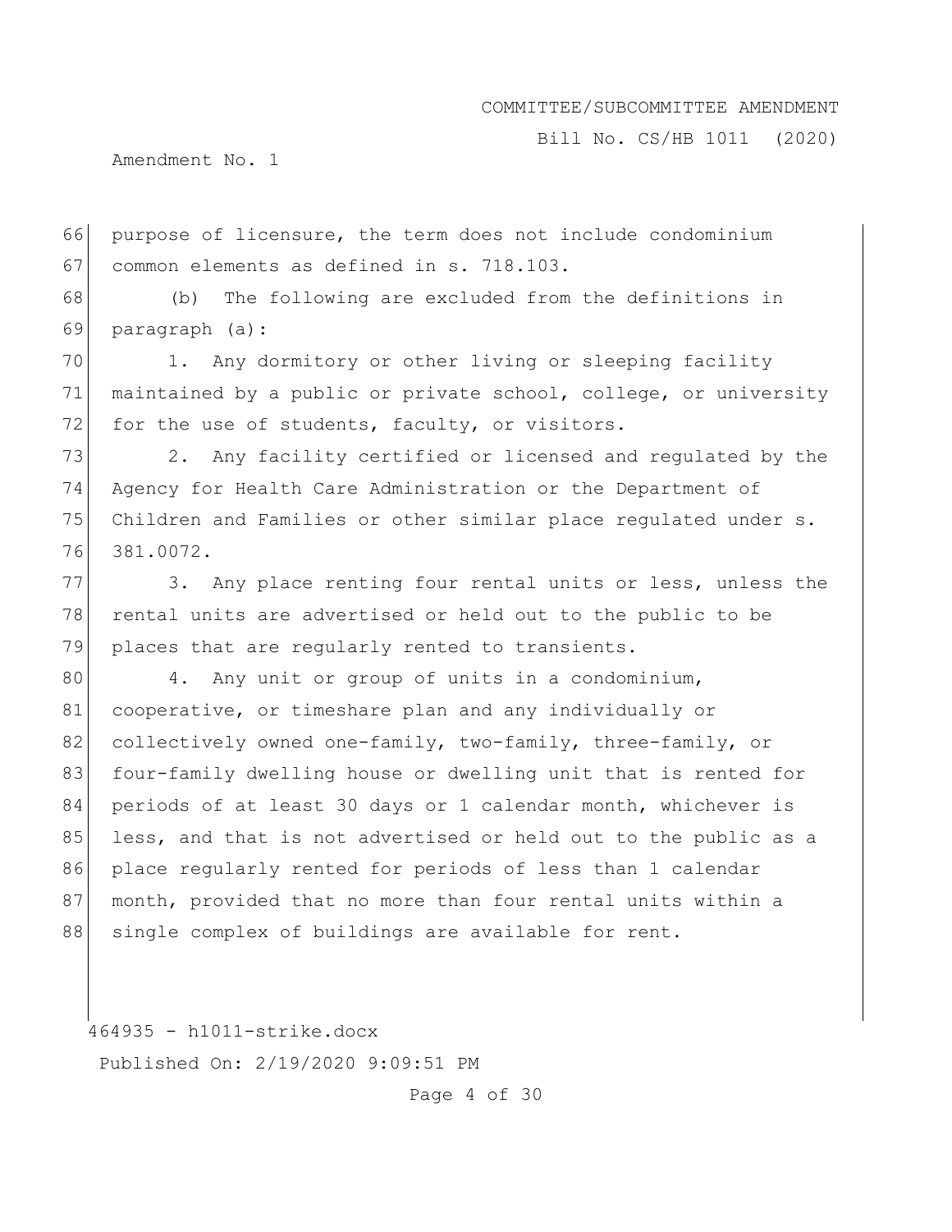purpose of licensure, the term does not include condominium common elements as defined in s. 718.103.

(b) The following are excluded from the definitions in paragraph (a):

1. Any dormitory or other living or sleeping facility maintained by a public or private school, college, or university for the use of students, faculty, or visitors.

2. Any facility certified or licensed and regulated by the Agency for Health Care Administration or the Department of Children and Families or other similar place regulated under s. 381.0072.

3. Any place renting four rental units or less, unless the rental units are advertised or held out to the public to be places that are regularly rented to transients.

4. Any unit or group of units in a condominium, cooperative, or timeshare plan and any individually or collectively owned one-family, two-family, three-family, or four-family dwelling house or dwelling unit that is rented for periods of at least 30 days or 1 calendar month, whichever is less, and that is not advertised or held out to the public as a place regularly rented for periods of less than 1 calendar month, provided that no more than four rental units within a single complex of buildings are available for rent.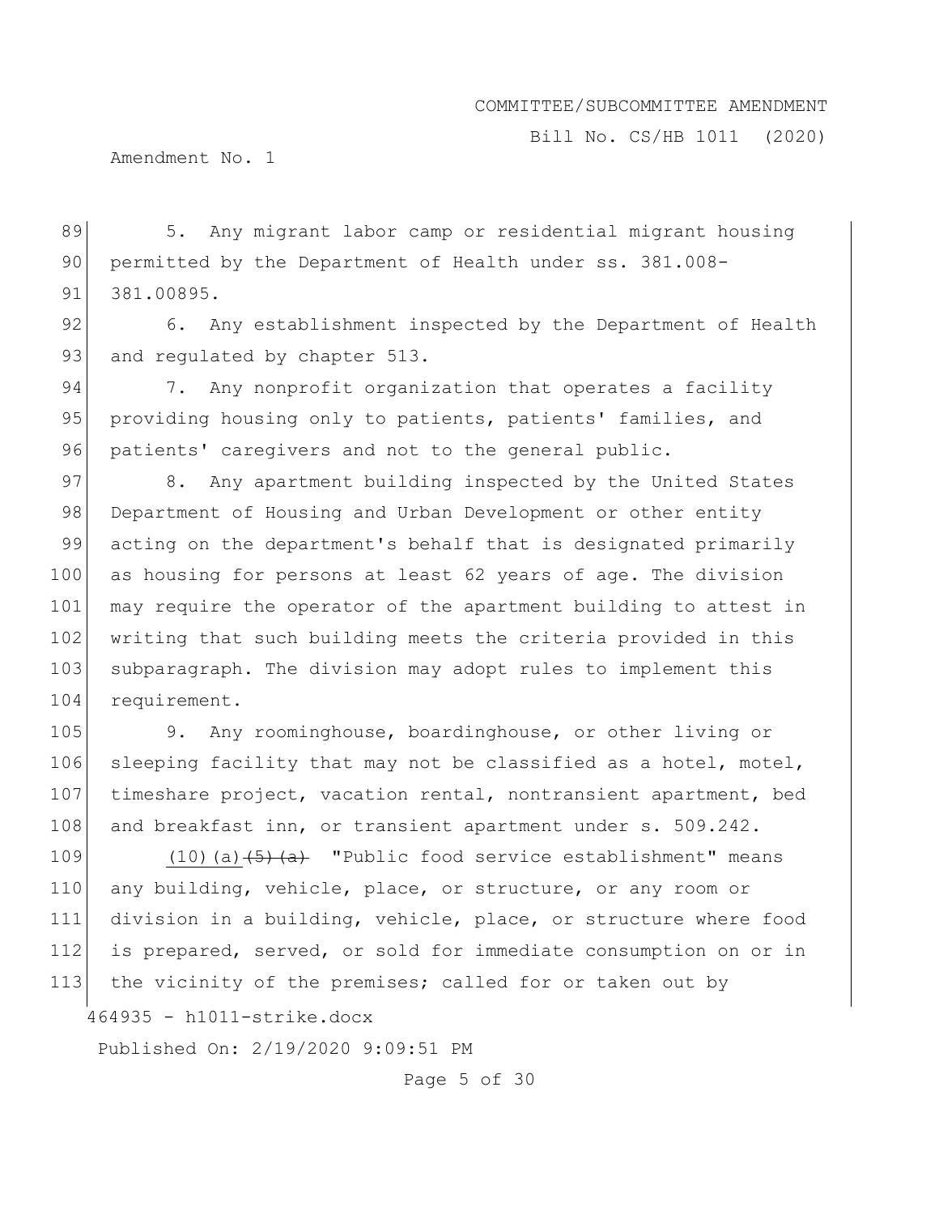5. Any migrant labor camp or residential migrant housing permitted by the Department of Health under ss. 381.008-381.00895.

6. Any establishment inspected by the Department of Health and regulated by chapter 513.

7. Any nonprofit organization that operates a facility providing housing only to patients, patients' families, and patients' caregivers and not to the general public.

8. Any apartment building inspected by the United States Department of Housing and Urban Development or other entity acting on the department's behalf that is designated primarily as housing for persons at least 62 years of age. The division may require the operator of the apartment building to attest in writing that such building meets the criteria provided in this subparagraph. The division may adopt rules to implement this requirement.

9. Any roominghouse, boardinghouse, or other living or sleeping facility that may not be classified as a hotel, motel, timeshare project, vacation rental, nontransient apartment, bed and breakfast inn, or transient apartment under s. 509.242.

(10)(a) ~~(5)(a)~~ "Public food service establishment" means any building, vehicle, place, or structure, or any room or division in a building, vehicle, place, or structure where food is prepared, served, or sold for immediate consumption on or in the vicinity of the premises; called for or taken out by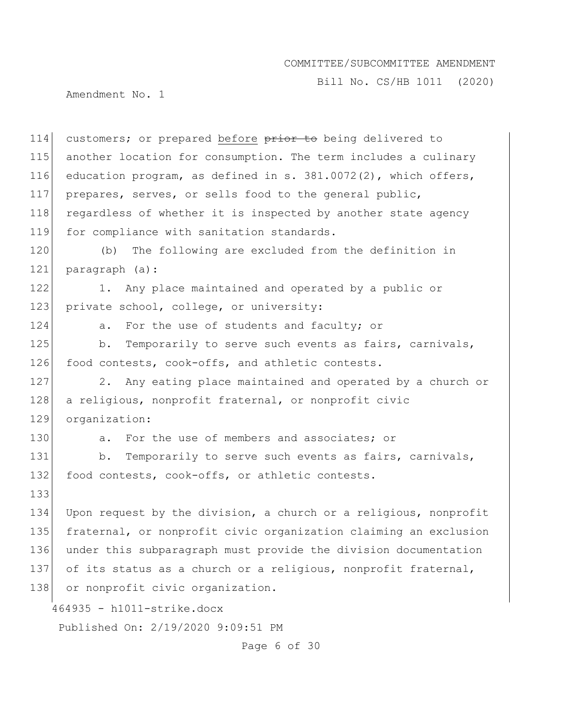customers; or prepared <u>before</u> ~~prior to~~ being delivered to another location for consumption. The term includes a culinary education program, as defined in s. 381.0072(2), which offers, prepares, serves, or sells food to the general public, regardless of whether it is inspected by another state agency for compliance with sanitation standards.

(b) The following are excluded from the definition in paragraph (a):

1. Any place maintained and operated by a public or private school, college, or university:

a. For the use of students and faculty; or

b. Temporarily to serve such events as fairs, carnivals, food contests, cook-offs, and athletic contests.

2. Any eating place maintained and operated by a church or a religious, nonprofit fraternal, or nonprofit civic organization:

a. For the use of members and associates; or

b. Temporarily to serve such events as fairs, carnivals, food contests, cook-offs, or athletic contests.

Upon request by the division, a church or a religious, nonprofit fraternal, or nonprofit civic organization claiming an exclusion under this subparagraph must provide the division documentation of its status as a church or a religious, nonprofit fraternal, or nonprofit civic organization.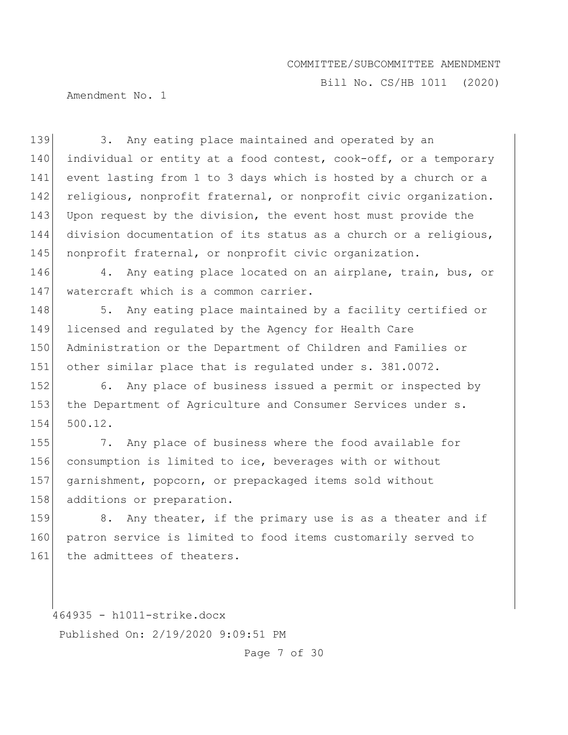3. Any eating place maintained and operated by an individual or entity at a food contest, cook-off, or a temporary event lasting from 1 to 3 days which is hosted by a church or a religious, nonprofit fraternal, or nonprofit civic organization. Upon request by the division, the event host must provide the division documentation of its status as a church or a religious, nonprofit fraternal, or nonprofit civic organization.

4. Any eating place located on an airplane, train, bus, or watercraft which is a common carrier.

5. Any eating place maintained by a facility certified or licensed and regulated by the Agency for Health Care Administration or the Department of Children and Families or other similar place that is regulated under s. 381.0072.

6. Any place of business issued a permit or inspected by the Department of Agriculture and Consumer Services under s. 500.12.

7. Any place of business where the food available for consumption is limited to ice, beverages with or without garnishment, popcorn, or prepackaged items sold without additions or preparation.

8. Any theater, if the primary use is as a theater and if patron service is limited to food items customarily served to the admittees of theaters.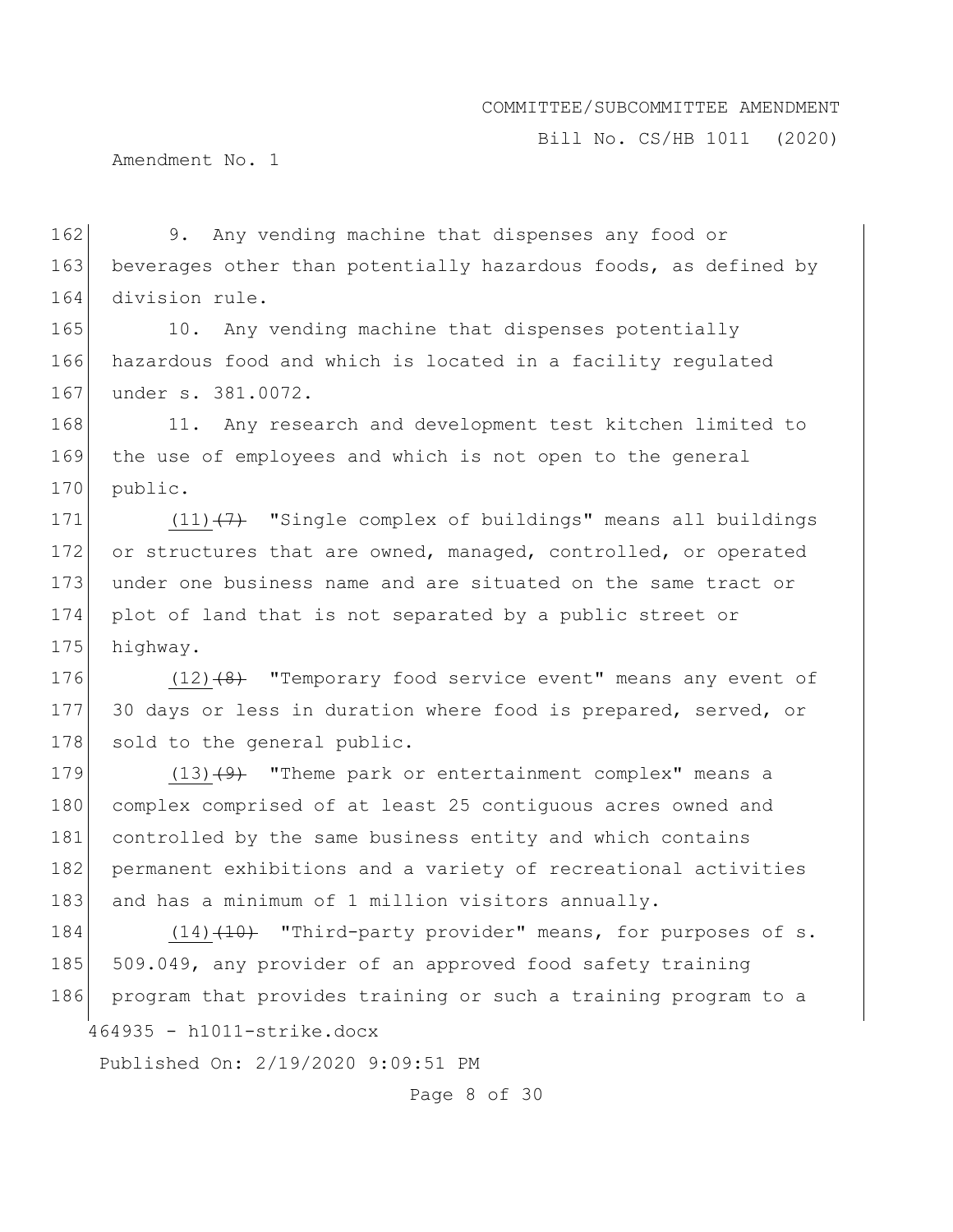9. Any vending machine that dispenses any food or beverages other than potentially hazardous foods, as defined by division rule.

10. Any vending machine that dispenses potentially hazardous food and which is located in a facility regulated under s. 381.0072.

11. Any research and development test kitchen limited to the use of employees and which is not open to the general public.

(11) ~~(7)~~ "Single complex of buildings" means all buildings or structures that are owned, managed, controlled, or operated under one business name and are situated on the same tract or plot of land that is not separated by a public street or highway.

(12) ~~(8)~~ "Temporary food service event" means any event of 30 days or less in duration where food is prepared, served, or sold to the general public.

(13) ~~(9)~~ "Theme park or entertainment complex" means a complex comprised of at least 25 contiguous acres owned and controlled by the same business entity and which contains permanent exhibitions and a variety of recreational activities and has a minimum of 1 million visitors annually.

(14) ~~(10)~~ "Third-party provider" means, for purposes of s. 509.049, any provider of an approved food safety training program that provides training or such a training program to a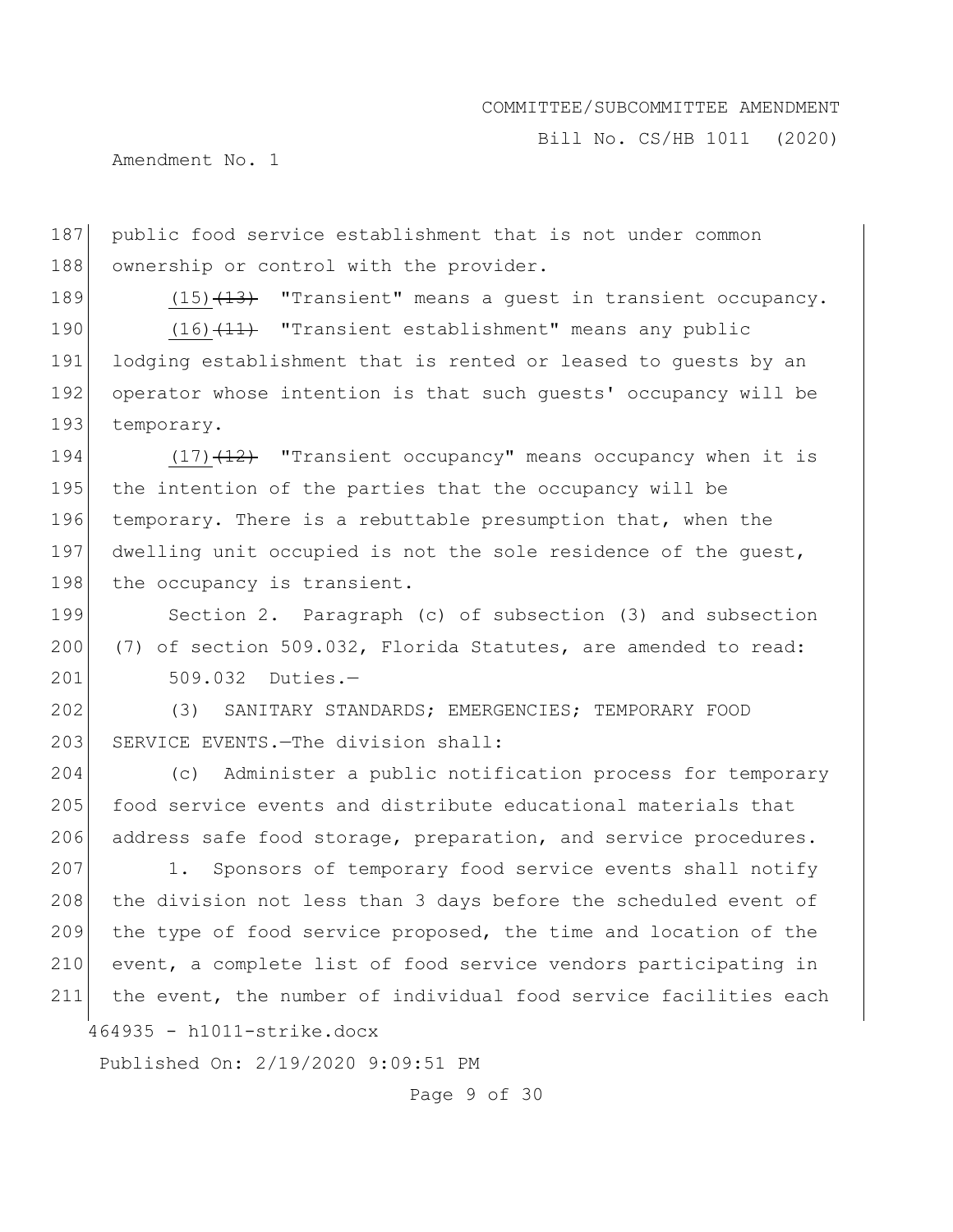public food service establishment that is not under common ownership or control with the provider.

(15)~~(13)~~ "Transient" means a guest in transient occupancy.

(16)~~(11)~~ "Transient establishment" means any public lodging establishment that is rented or leased to guests by an operator whose intention is that such guests' occupancy will be temporary.

(17)~~(12)~~ "Transient occupancy" means occupancy when it is the intention of the parties that the occupancy will be temporary. There is a rebuttable presumption that, when the dwelling unit occupied is not the sole residence of the guest, the occupancy is transient.

Section 2. Paragraph (c) of subsection (3) and subsection (7) of section 509.032, Florida Statutes, are amended to read:

509.032 Duties.—

(3) SANITARY STANDARDS; EMERGENCIES; TEMPORARY FOOD SERVICE EVENTS.—The division shall:

(c) Administer a public notification process for temporary food service events and distribute educational materials that address safe food storage, preparation, and service procedures.

1. Sponsors of temporary food service events shall notify the division not less than 3 days before the scheduled event of the type of food service proposed, the time and location of the event, a complete list of food service vendors participating in the event, the number of individual food service facilities each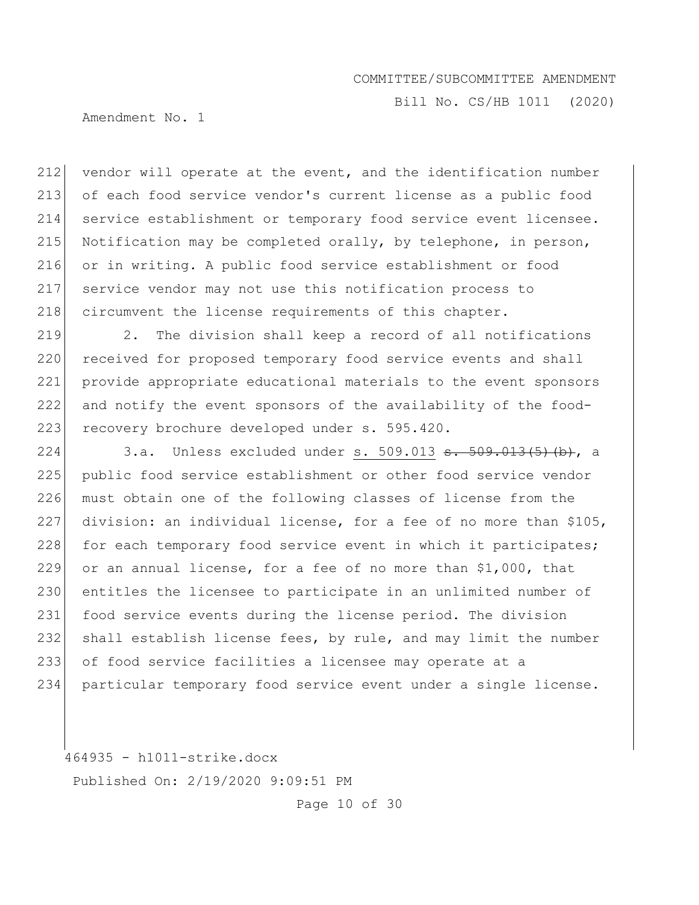vendor will operate at the event, and the identification number of each food service vendor's current license as a public food service establishment or temporary food service event licensee. Notification may be completed orally, by telephone, in person, or in writing. A public food service establishment or food service vendor may not use this notification process to circumvent the license requirements of this chapter.

2. The division shall keep a record of all notifications received for proposed temporary food service events and shall provide appropriate educational materials to the event sponsors and notify the event sponsors of the availability of the food-recovery brochure developed under s. 595.420.

3.a. Unless excluded under <u>s. 509.013</u> ~~s. 509.013(5)(b)~~, a public food service establishment or other food service vendor must obtain one of the following classes of license from the division: an individual license, for a fee of no more than $105, for each temporary food service event in which it participates; or an annual license, for a fee of no more than $1,000, that entitles the licensee to participate in an unlimited number of food service events during the license period. The division shall establish license fees, by rule, and may limit the number of food service facilities a licensee may operate at a particular temporary food service event under a single license.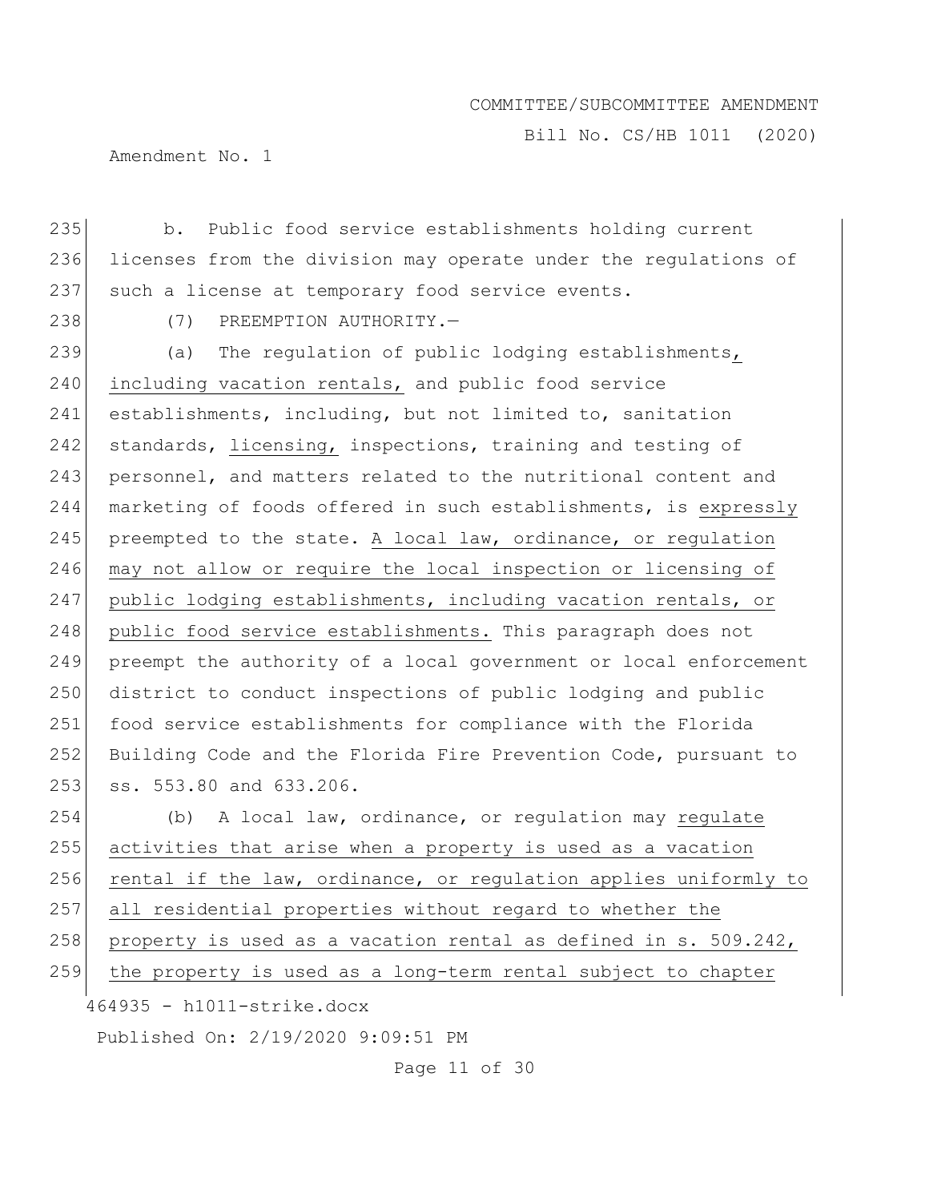b. Public food service establishments holding current licenses from the division may operate under the regulations of such a license at temporary food service events.

(7) PREEMPTION AUTHORITY.—

(a) The regulation of public lodging establishments, including vacation rentals, and public food service establishments, including, but not limited to, sanitation standards, licensing, inspections, training and testing of personnel, and matters related to the nutritional content and marketing of foods offered in such establishments, is expressly preempted to the state. A local law, ordinance, or regulation may not allow or require the local inspection or licensing of public lodging establishments, including vacation rentals, or public food service establishments. This paragraph does not preempt the authority of a local government or local enforcement district to conduct inspections of public lodging and public food service establishments for compliance with the Florida Building Code and the Florida Fire Prevention Code, pursuant to ss. 553.80 and 633.206.

(b) A local law, ordinance, or regulation may regulate activities that arise when a property is used as a vacation rental if the law, ordinance, or regulation applies uniformly to all residential properties without regard to whether the property is used as a vacation rental as defined in s. 509.242, the property is used as a long-term rental subject to chapter

464935 - h1011-strike.docx

Published On: 2/19/2020 9:09:51 PM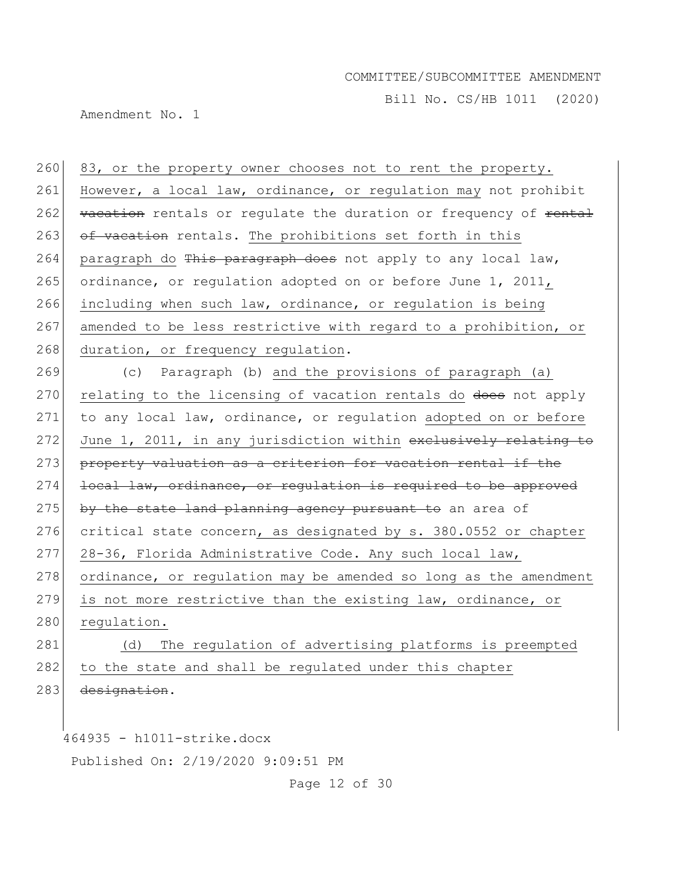260 83, or the property owner chooses not to rent the property.
261 However, a local law, ordinance, or regulation may not prohibit
262 ~~vacation~~ rentals or regulate the duration or frequency of ~~rental~~
263 ~~of vacation~~ rentals. The prohibitions set forth in this
264 paragraph do ~~This paragraph does~~ not apply to any local law,
265 ordinance, or regulation adopted on or before June 1, 2011,
266 including when such law, ordinance, or regulation is being
267 amended to be less restrictive with regard to a prohibition, or
268 duration, or frequency regulation.

269 (c) Paragraph (b) and the provisions of paragraph (a)
270 relating to the licensing of vacation rentals do ~~does~~ not apply
271 to any local law, ordinance, or regulation adopted on or before
272 June 1, 2011, in any jurisdiction within ~~exclusively relating to~~
273 ~~property valuation as a criterion for vacation rental if the~~
274 ~~local law, ordinance, or regulation is required to be approved~~
275 ~~by the state land planning agency pursuant to~~ an area of
276 critical state concern, as designated by s. 380.0552 or chapter
277 28-36, Florida Administrative Code. Any such local law,
278 ordinance, or regulation may be amended so long as the amendment
279 is not more restrictive than the existing law, ordinance, or
280 regulation.

281 (d) The regulation of advertising platforms is preempted
282 to the state and shall be regulated under this chapter
283 ~~designation~~.

464935 - h1011-strike.docx

Published On: 2/19/2020 9:09:51 PM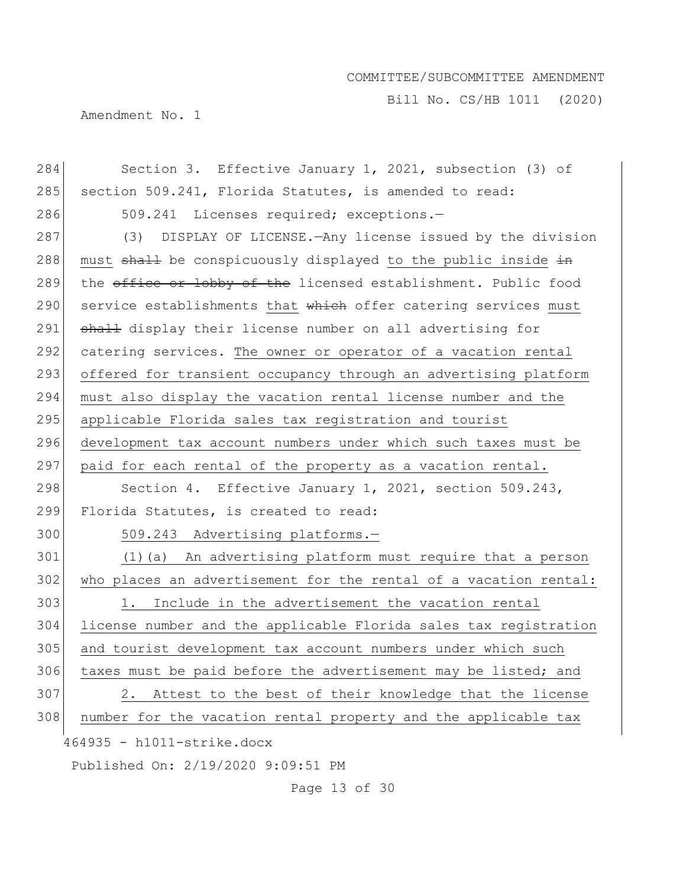Section 3. Effective January 1, 2021, subsection (3) of section 509.241, Florida Statutes, is amended to read:

509.241 Licenses required; exceptions.—

(3) DISPLAY OF LICENSE.—Any license issued by the division <u>must</u> ~~shall~~ be conspicuously displayed <u>to the public inside</u> ~~in~~ the ~~office or lobby of the~~ licensed establishment. Public food service establishments <u>that</u> ~~which~~ offer catering services <u>must</u> ~~shall~~ display their license number on all advertising for catering services. <u>The owner or operator of a vacation rental offered for transient occupancy through an advertising platform must also display the vacation rental license number and the applicable Florida sales tax registration and tourist development tax account numbers under which such taxes must be paid for each rental of the property as a vacation rental.</u>

Section 4. Effective January 1, 2021, section 509.243, Florida Statutes, is created to read:

<u>509.243 Advertising platforms.—</u>

<u>(1)(a) An advertising platform must require that a person who places an advertisement for the rental of a vacation rental:</u>

<u>1. Include in the advertisement the vacation rental license number and the applicable Florida sales tax registration and tourist development tax account numbers under which such taxes must be paid before the advertisement may be listed; and</u>

<u>2. Attest to the best of their knowledge that the license number for the vacation rental property and the applicable tax</u>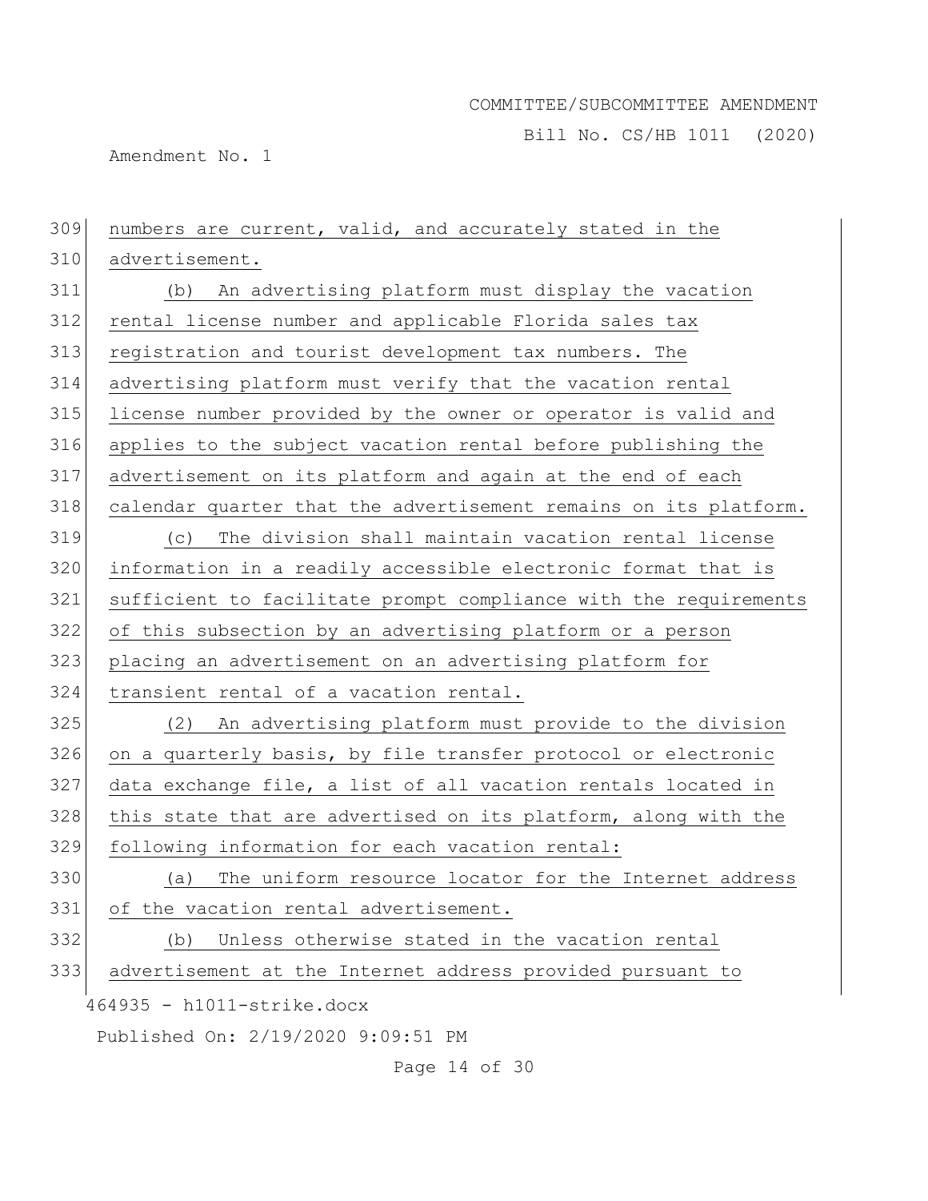numbers are current, valid, and accurately stated in the advertisement.

(b) An advertising platform must display the vacation rental license number and applicable Florida sales tax registration and tourist development tax numbers. The advertising platform must verify that the vacation rental license number provided by the owner or operator is valid and applies to the subject vacation rental before publishing the advertisement on its platform and again at the end of each calendar quarter that the advertisement remains on its platform.

(c) The division shall maintain vacation rental license information in a readily accessible electronic format that is sufficient to facilitate prompt compliance with the requirements of this subsection by an advertising platform or a person placing an advertisement on an advertising platform for transient rental of a vacation rental.

(2) An advertising platform must provide to the division on a quarterly basis, by file transfer protocol or electronic data exchange file, a list of all vacation rentals located in this state that are advertised on its platform, along with the following information for each vacation rental:

(a) The uniform resource locator for the Internet address of the vacation rental advertisement.

(b) Unless otherwise stated in the vacation rental advertisement at the Internet address provided pursuant to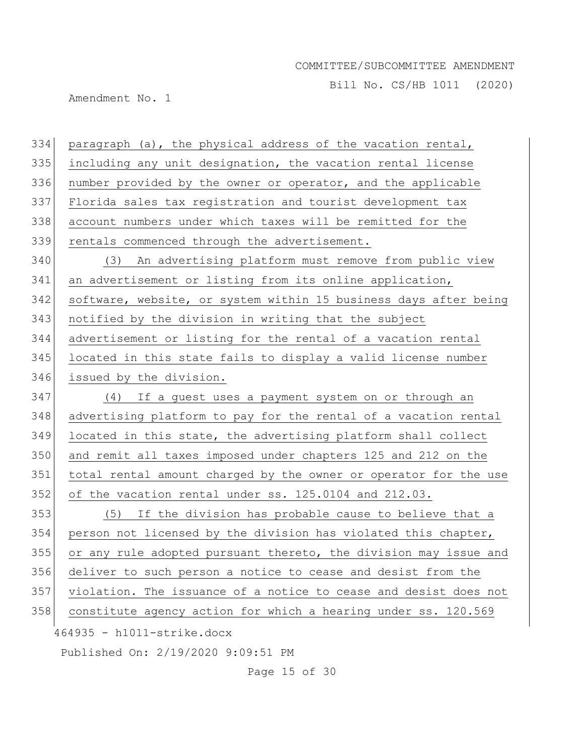paragraph (a), the physical address of the vacation rental, including any unit designation, the vacation rental license number provided by the owner or operator, and the applicable Florida sales tax registration and tourist development tax account numbers under which taxes will be remitted for the rentals commenced through the advertisement.

(3) An advertising platform must remove from public view an advertisement or listing from its online application, software, website, or system within 15 business days after being notified by the division in writing that the subject advertisement or listing for the rental of a vacation rental located in this state fails to display a valid license number issued by the division.

(4) If a guest uses a payment system on or through an advertising platform to pay for the rental of a vacation rental located in this state, the advertising platform shall collect and remit all taxes imposed under chapters 125 and 212 on the total rental amount charged by the owner or operator for the use of the vacation rental under ss. 125.0104 and 212.03.

(5) If the division has probable cause to believe that a person not licensed by the division has violated this chapter, or any rule adopted pursuant thereto, the division may issue and deliver to such person a notice to cease and desist from the violation. The issuance of a notice to cease and desist does not constitute agency action for which a hearing under ss. 120.569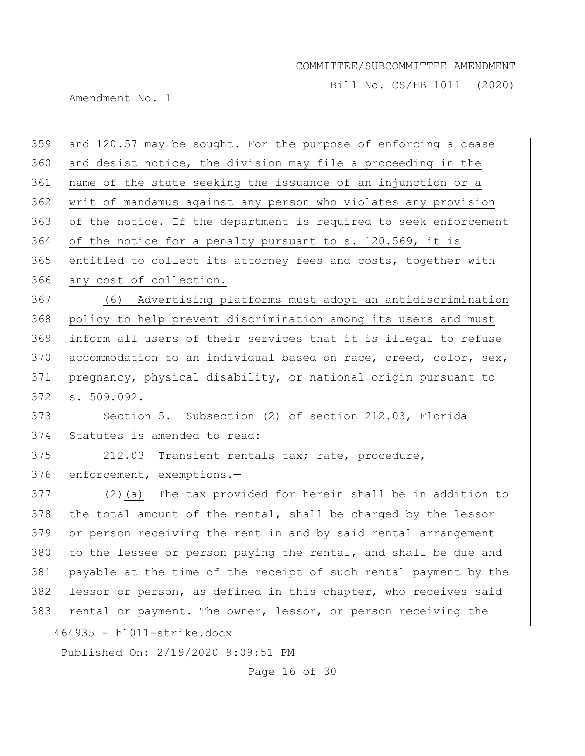and 120.57 may be sought. For the purpose of enforcing a cease and desist notice, the division may file a proceeding in the name of the state seeking the issuance of an injunction or a writ of mandamus against any person who violates any provision of the notice. If the department is required to seek enforcement of the notice for a penalty pursuant to s. 120.569, it is entitled to collect its attorney fees and costs, together with any cost of collection.

(6) Advertising platforms must adopt an antidiscrimination policy to help prevent discrimination among its users and must inform all users of their services that it is illegal to refuse accommodation to an individual based on race, creed, color, sex, pregnancy, physical disability, or national origin pursuant to s. 509.092.

Section 5. Subsection (2) of section 212.03, Florida Statutes is amended to read:

212.03 Transient rentals tax; rate, procedure, enforcement, exemptions.—

(2)(a) The tax provided for herein shall be in addition to the total amount of the rental, shall be charged by the lessor or person receiving the rent in and by said rental arrangement to the lessee or person paying the rental, and shall be due and payable at the time of the receipt of such rental payment by the lessor or person, as defined in this chapter, who receives said rental or payment. The owner, lessor, or person receiving the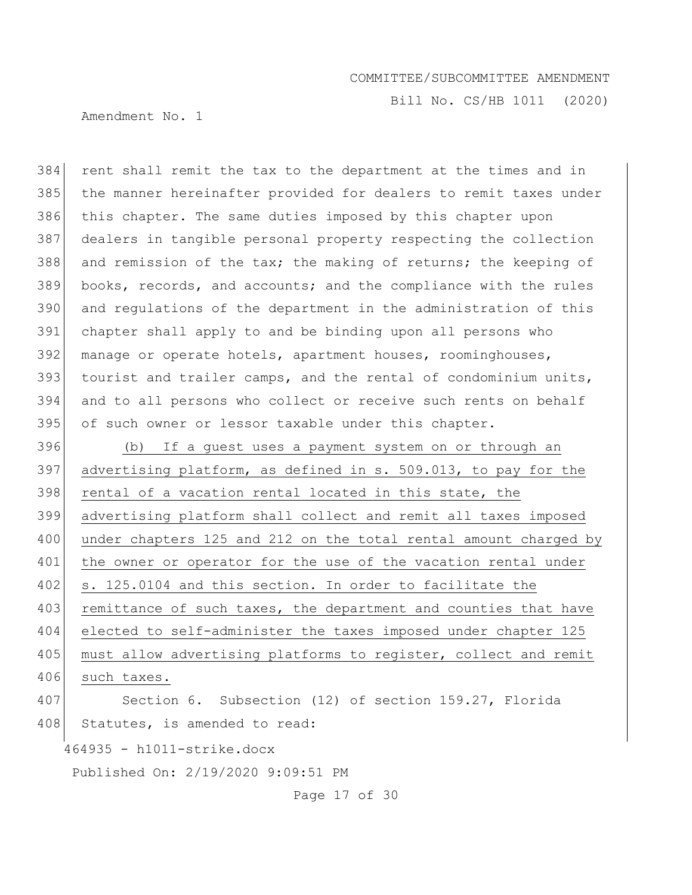rent shall remit the tax to the department at the times and in the manner hereinafter provided for dealers to remit taxes under this chapter. The same duties imposed by this chapter upon dealers in tangible personal property respecting the collection and remission of the tax; the making of returns; the keeping of books, records, and accounts; and the compliance with the rules and regulations of the department in the administration of this chapter shall apply to and be binding upon all persons who manage or operate hotels, apartment houses, roominghouses, tourist and trailer camps, and the rental of condominium units, and to all persons who collect or receive such rents on behalf of such owner or lessor taxable under this chapter.

(b) If a guest uses a payment system on or through an advertising platform, as defined in s. 509.013, to pay for the rental of a vacation rental located in this state, the advertising platform shall collect and remit all taxes imposed under chapters 125 and 212 on the total rental amount charged by the owner or operator for the use of the vacation rental under s. 125.0104 and this section. In order to facilitate the remittance of such taxes, the department and counties that have elected to self-administer the taxes imposed under chapter 125 must allow advertising platforms to register, collect and remit such taxes.

Section 6. Subsection (12) of section 159.27, Florida Statutes, is amended to read: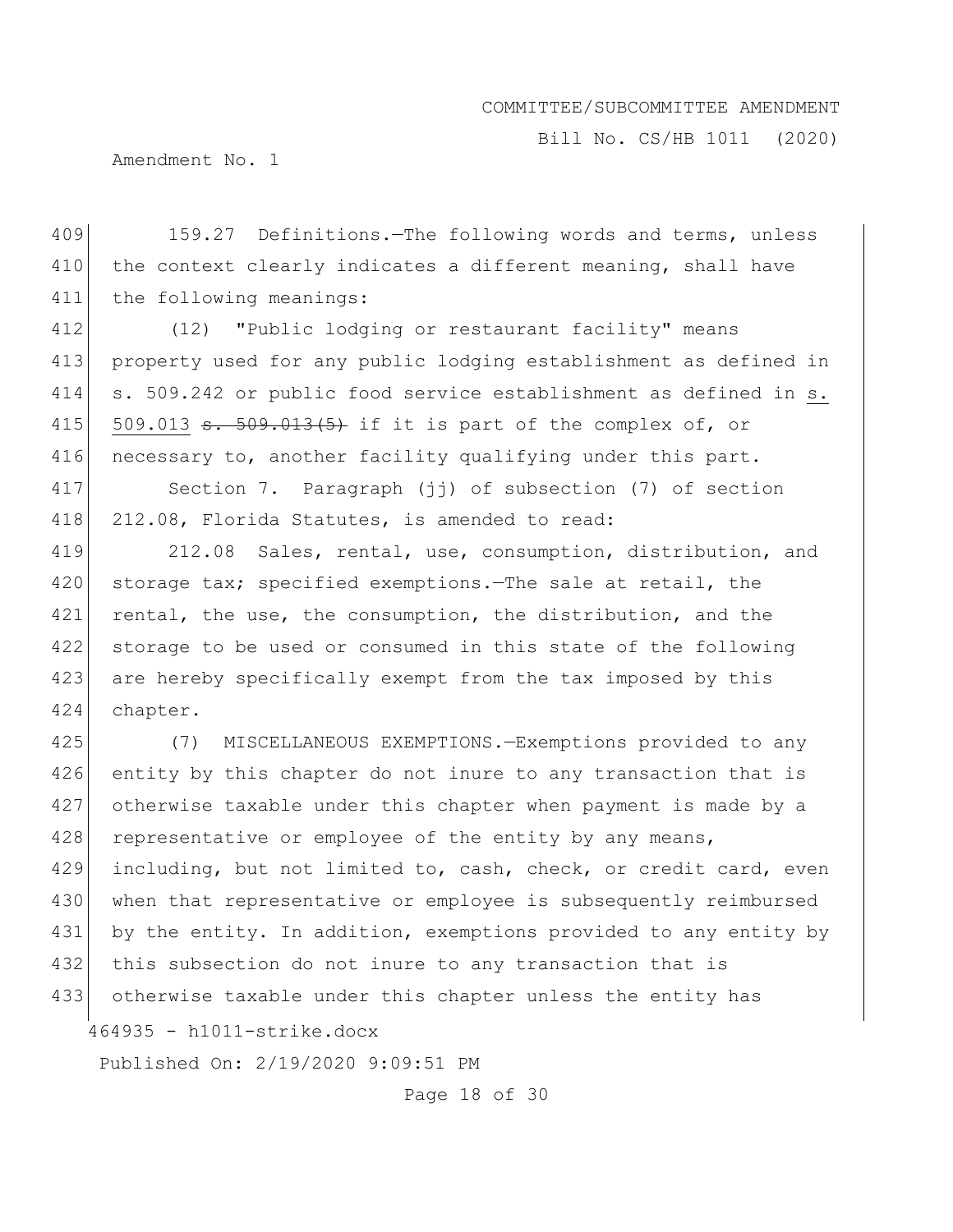159.27 Definitions.—The following words and terms, unless the context clearly indicates a different meaning, shall have the following meanings:

(12) "Public lodging or restaurant facility" means property used for any public lodging establishment as defined in s. 509.242 or public food service establishment as defined in <u>s. 509.013</u> ~~s. 509.013(5)~~ if it is part of the complex of, or necessary to, another facility qualifying under this part.

Section 7. Paragraph (jj) of subsection (7) of section 212.08, Florida Statutes, is amended to read:

212.08 Sales, rental, use, consumption, distribution, and storage tax; specified exemptions.—The sale at retail, the rental, the use, the consumption, the distribution, and the storage to be used or consumed in this state of the following are hereby specifically exempt from the tax imposed by this chapter.

(7) MISCELLANEOUS EXEMPTIONS.—Exemptions provided to any entity by this chapter do not inure to any transaction that is otherwise taxable under this chapter when payment is made by a representative or employee of the entity by any means, including, but not limited to, cash, check, or credit card, even when that representative or employee is subsequently reimbursed by the entity. In addition, exemptions provided to any entity by this subsection do not inure to any transaction that is otherwise taxable under this chapter unless the entity has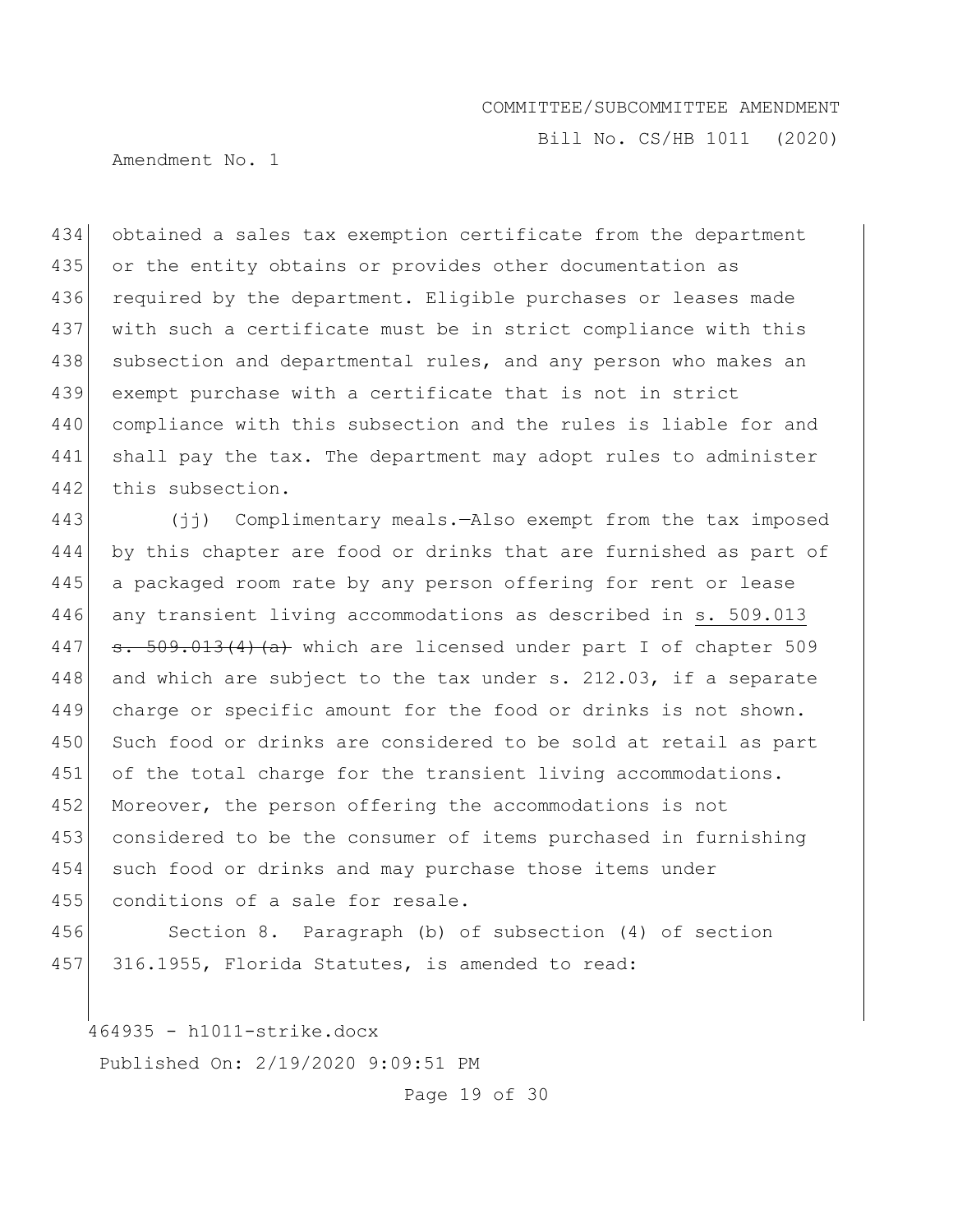obtained a sales tax exemption certificate from the department or the entity obtains or provides other documentation as required by the department. Eligible purchases or leases made with such a certificate must be in strict compliance with this subsection and departmental rules, and any person who makes an exempt purchase with a certificate that is not in strict compliance with this subsection and the rules is liable for and shall pay the tax. The department may adopt rules to administer this subsection.

(jj) Complimentary meals.—Also exempt from the tax imposed by this chapter are food or drinks that are furnished as part of a packaged room rate by any person offering for rent or lease any transient living accommodations as described in <u>s. 509.013</u> ~~s. 509.013(4)(a)~~ which are licensed under part I of chapter 509 and which are subject to the tax under s. 212.03, if a separate charge or specific amount for the food or drinks is not shown. Such food or drinks are considered to be sold at retail as part of the total charge for the transient living accommodations. Moreover, the person offering the accommodations is not considered to be the consumer of items purchased in furnishing such food or drinks and may purchase those items under conditions of a sale for resale.

Section 8. Paragraph (b) of subsection (4) of section 316.1955, Florida Statutes, is amended to read: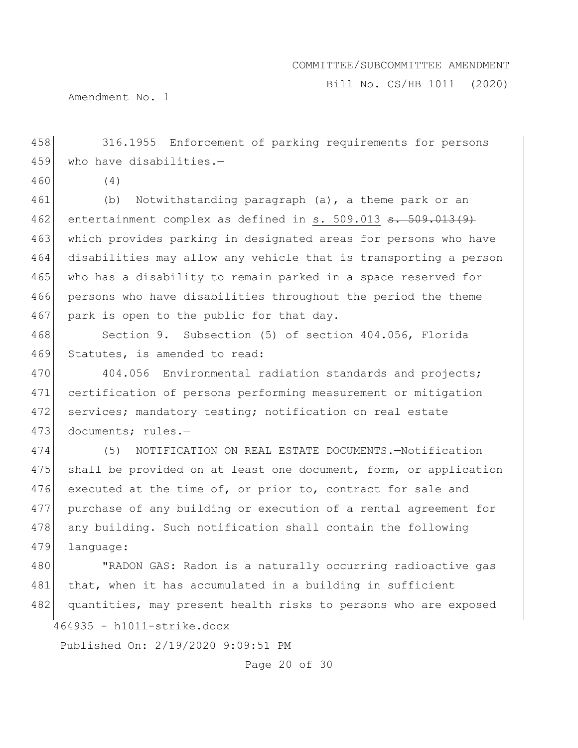458 316.1955 Enforcement of parking requirements for persons
459 who have disabilities.—

460 (4)

461 (b) Notwithstanding paragraph (a), a theme park or an
462 entertainment complex as defined in <u>s. 509.013</u> ~~s. 509.013(9)~~
463 which provides parking in designated areas for persons who have
464 disabilities may allow any vehicle that is transporting a person
465 who has a disability to remain parked in a space reserved for
466 persons who have disabilities throughout the period the theme
467 park is open to the public for that day.

468 Section 9. Subsection (5) of section 404.056, Florida
469 Statutes, is amended to read:

470 404.056 Environmental radiation standards and projects;
471 certification of persons performing measurement or mitigation
472 services; mandatory testing; notification on real estate
473 documents; rules.—

474 (5) NOTIFICATION ON REAL ESTATE DOCUMENTS.—Notification
475 shall be provided on at least one document, form, or application
476 executed at the time of, or prior to, contract for sale and
477 purchase of any building or execution of a rental agreement for
478 any building. Such notification shall contain the following
479 language:

480 "RADON GAS: Radon is a naturally occurring radioactive gas
481 that, when it has accumulated in a building in sufficient
482 quantities, may present health risks to persons who are exposed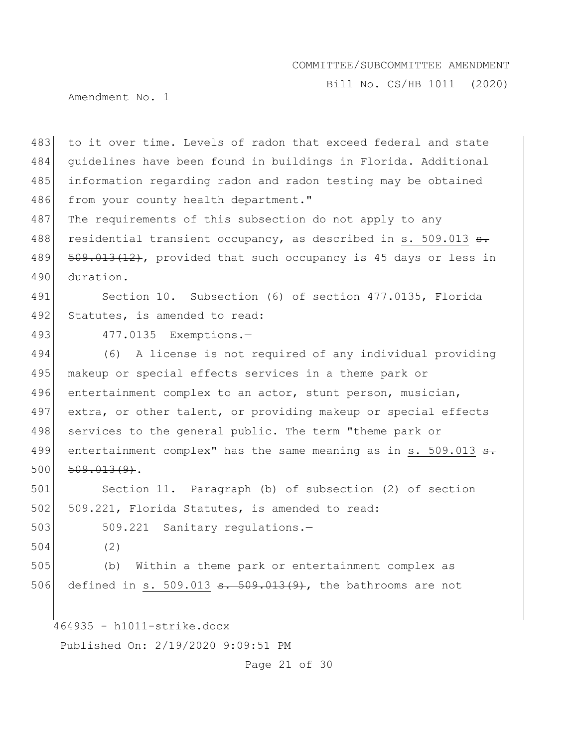to it over time. Levels of radon that exceed federal and state guidelines have been found in buildings in Florida. Additional information regarding radon and radon testing may be obtained from your county health department."

The requirements of this subsection do not apply to any residential transient occupancy, as described in <u>s. 509.013</u> ~~s. 509.013(12)~~, provided that such occupancy is 45 days or less in duration.

Section 10. Subsection (6) of section 477.0135, Florida Statutes, is amended to read:

477.0135 Exemptions.—

(6) A license is not required of any individual providing makeup or special effects services in a theme park or entertainment complex to an actor, stunt person, musician, extra, or other talent, or providing makeup or special effects services to the general public. The term "theme park or entertainment complex" has the same meaning as in <u>s. 509.013</u> ~~s. 509.013(9)~~.

Section 11. Paragraph (b) of subsection (2) of section 509.221, Florida Statutes, is amended to read:

509.221 Sanitary regulations.—

(2)

(b) Within a theme park or entertainment complex as defined in <u>s. 509.013</u> ~~s. 509.013(9)~~, the bathrooms are not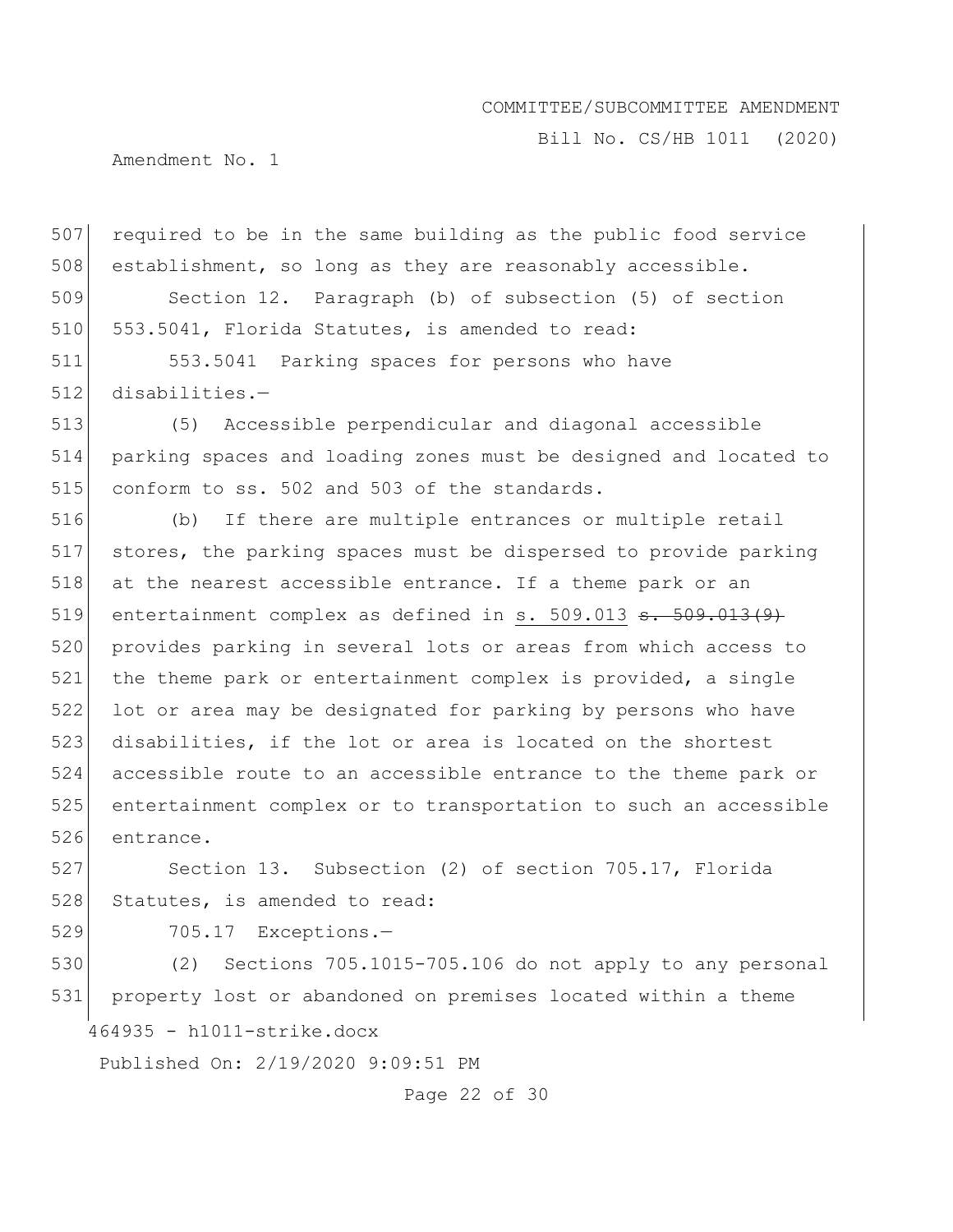required to be in the same building as the public food service establishment, so long as they are reasonably accessible.

Section 12. Paragraph (b) of subsection (5) of section 553.5041, Florida Statutes, is amended to read:

553.5041 Parking spaces for persons who have disabilities.—

(5) Accessible perpendicular and diagonal accessible parking spaces and loading zones must be designed and located to conform to ss. 502 and 503 of the standards.

(b) If there are multiple entrances or multiple retail stores, the parking spaces must be dispersed to provide parking at the nearest accessible entrance. If a theme park or an entertainment complex as defined in <u>s. 509.013</u> ~~s. 509.013(9)~~ provides parking in several lots or areas from which access to the theme park or entertainment complex is provided, a single lot or area may be designated for parking by persons who have disabilities, if the lot or area is located on the shortest accessible route to an accessible entrance to the theme park or entertainment complex or to transportation to such an accessible entrance.

Section 13. Subsection (2) of section 705.17, Florida Statutes, is amended to read:

705.17 Exceptions.—

(2) Sections 705.1015-705.106 do not apply to any personal property lost or abandoned on premises located within a theme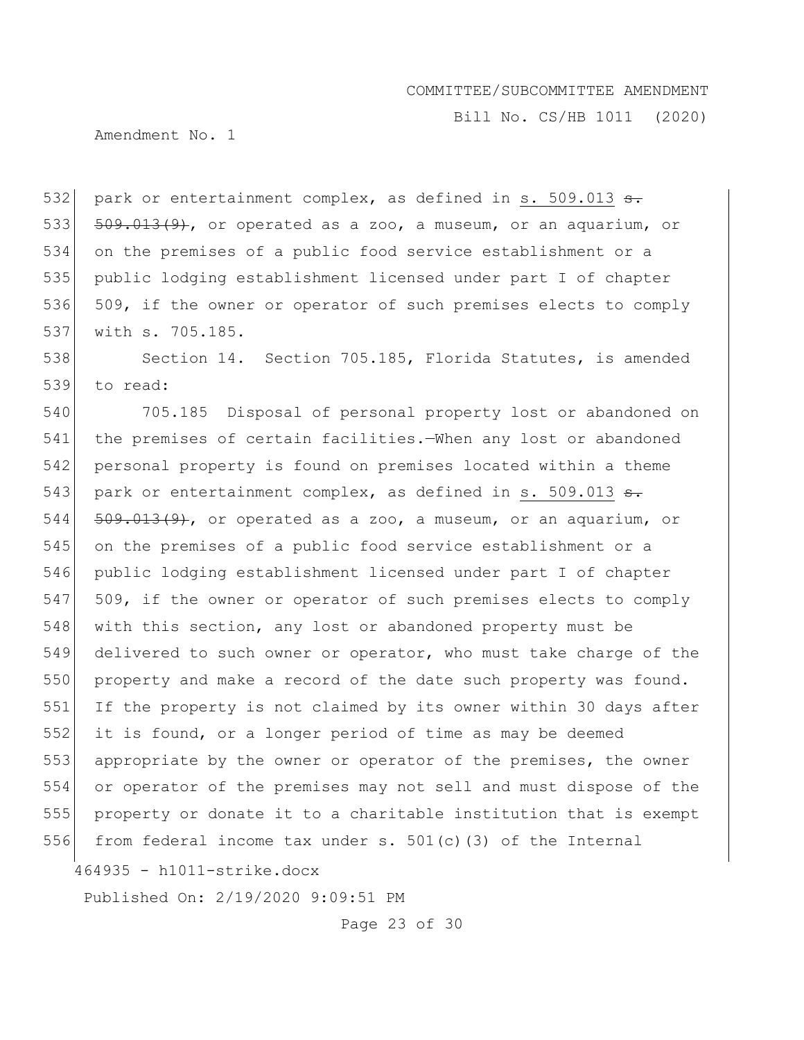park or entertainment complex, as defined in s. 509.013 ~~s. 509.013(9)~~, or operated as a zoo, a museum, or an aquarium, or on the premises of a public food service establishment or a public lodging establishment licensed under part I of chapter 509, if the owner or operator of such premises elects to comply with s. 705.185.

Section 14. Section 705.185, Florida Statutes, is amended to read:

705.185 Disposal of personal property lost or abandoned on the premises of certain facilities.—When any lost or abandoned personal property is found on premises located within a theme park or entertainment complex, as defined in s. 509.013 ~~s. 509.013(9)~~, or operated as a zoo, a museum, or an aquarium, or on the premises of a public food service establishment or a public lodging establishment licensed under part I of chapter 509, if the owner or operator of such premises elects to comply with this section, any lost or abandoned property must be delivered to such owner or operator, who must take charge of the property and make a record of the date such property was found. If the property is not claimed by its owner within 30 days after it is found, or a longer period of time as may be deemed appropriate by the owner or operator of the premises, the owner or operator of the premises may not sell and must dispose of the property or donate it to a charitable institution that is exempt from federal income tax under s. 501(c)(3) of the Internal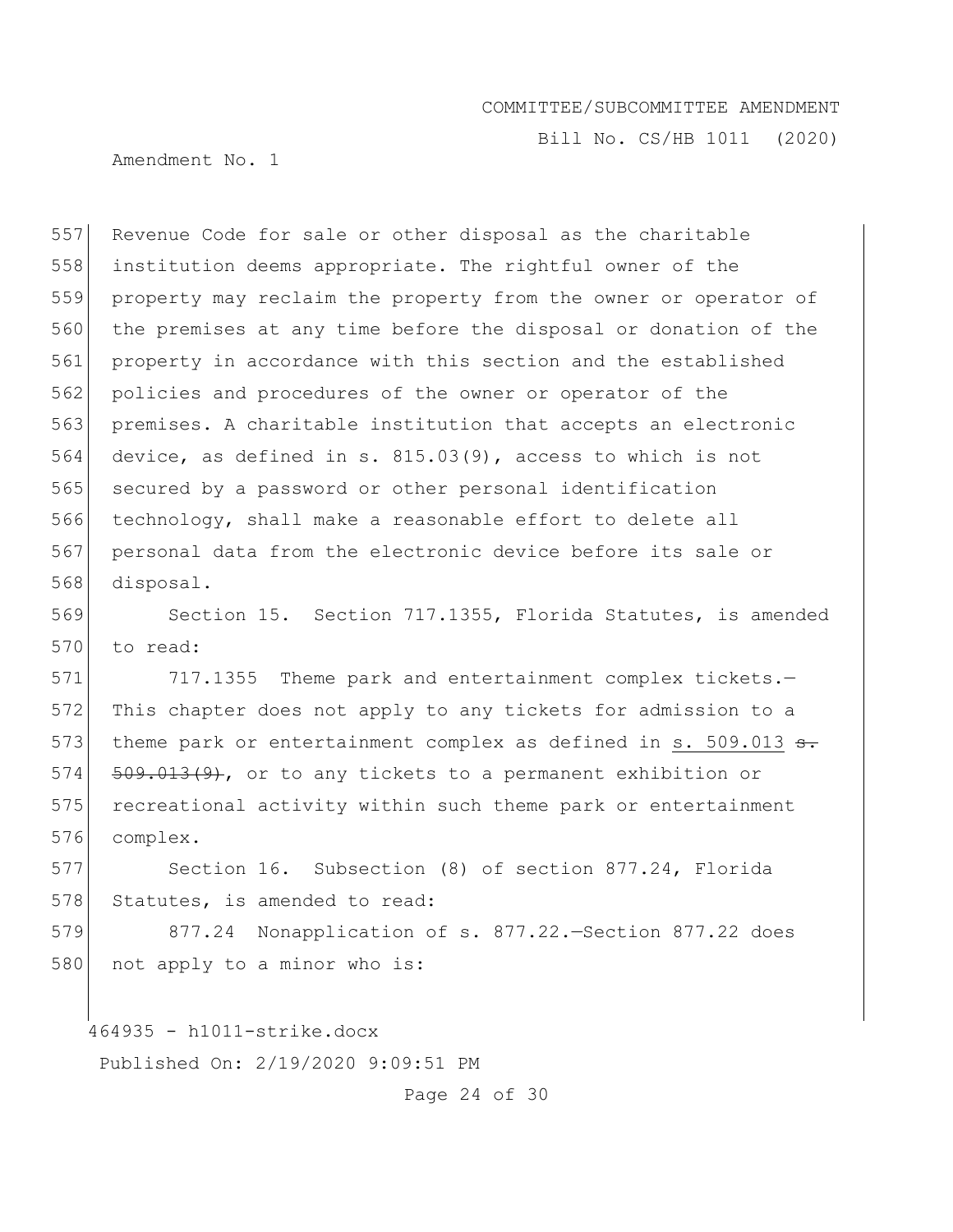Revenue Code for sale or other disposal as the charitable institution deems appropriate. The rightful owner of the property may reclaim the property from the owner or operator of the premises at any time before the disposal or donation of the property in accordance with this section and the established policies and procedures of the owner or operator of the premises. A charitable institution that accepts an electronic device, as defined in s. 815.03(9), access to which is not secured by a password or other personal identification technology, shall make a reasonable effort to delete all personal data from the electronic device before its sale or disposal.

Section 15. Section 717.1355, Florida Statutes, is amended to read:

717.1355 Theme park and entertainment complex tickets.—This chapter does not apply to any tickets for admission to a theme park or entertainment complex as defined in <u>s. 509.013</u> ~~s. 509.013(9)~~, or to any tickets to a permanent exhibition or recreational activity within such theme park or entertainment complex.

Section 16. Subsection (8) of section 877.24, Florida Statutes, is amended to read:

877.24 Nonapplication of s. 877.22.—Section 877.22 does not apply to a minor who is: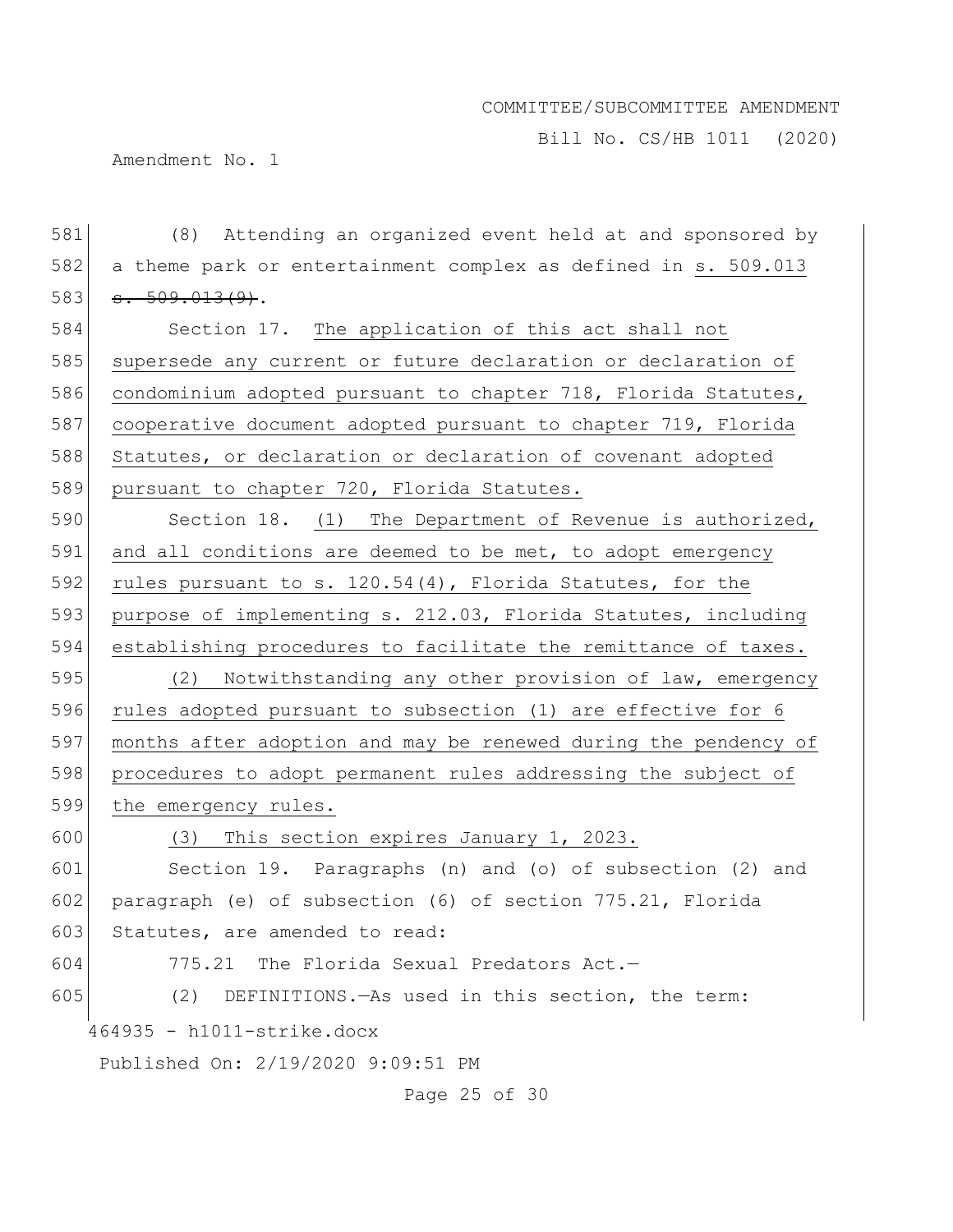(8) Attending an organized event held at and sponsored by a theme park or entertainment complex as defined in s. 509.013 ~~s. 509.013(9)~~.

Section 17. The application of this act shall not supersede any current or future declaration or declaration of condominium adopted pursuant to chapter 718, Florida Statutes, cooperative document adopted pursuant to chapter 719, Florida Statutes, or declaration or declaration of covenant adopted pursuant to chapter 720, Florida Statutes.

Section 18. (1) The Department of Revenue is authorized, and all conditions are deemed to be met, to adopt emergency rules pursuant to s. 120.54(4), Florida Statutes, for the purpose of implementing s. 212.03, Florida Statutes, including establishing procedures to facilitate the remittance of taxes.

(2) Notwithstanding any other provision of law, emergency rules adopted pursuant to subsection (1) are effective for 6 months after adoption and may be renewed during the pendency of procedures to adopt permanent rules addressing the subject of the emergency rules.

(3) This section expires January 1, 2023.

Section 19. Paragraphs (n) and (o) of subsection (2) and paragraph (e) of subsection (6) of section 775.21, Florida Statutes, are amended to read:

775.21 The Florida Sexual Predators Act.—

(2) DEFINITIONS.—As used in this section, the term: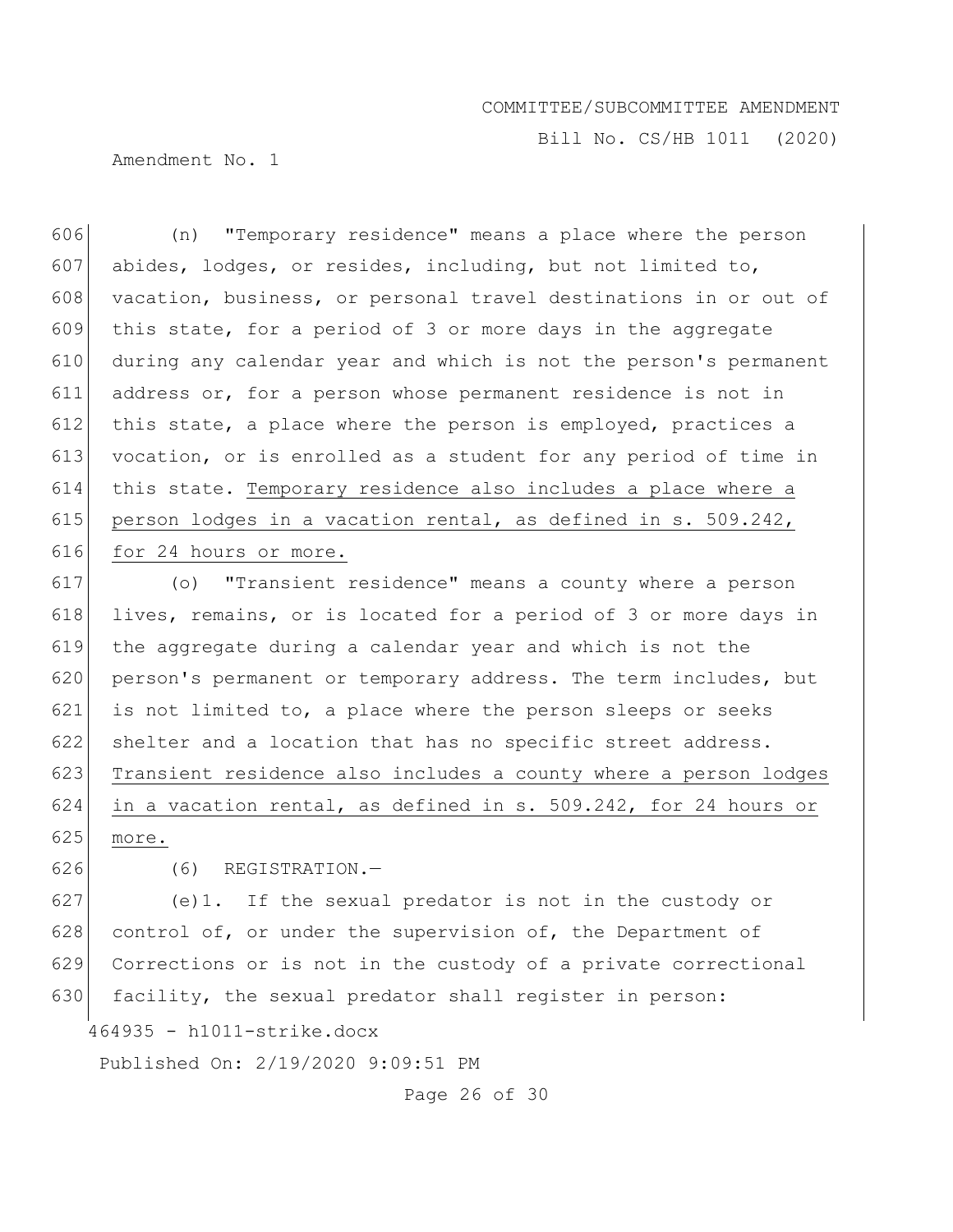(n) "Temporary residence" means a place where the person abides, lodges, or resides, including, but not limited to, vacation, business, or personal travel destinations in or out of this state, for a period of 3 or more days in the aggregate during any calendar year and which is not the person's permanent address or, for a person whose permanent residence is not in this state, a place where the person is employed, practices a vocation, or is enrolled as a student for any period of time in this state. <u>Temporary residence also includes a place where a person lodges in a vacation rental, as defined in s. 509.242, for 24 hours or more.</u>

(o) "Transient residence" means a county where a person lives, remains, or is located for a period of 3 or more days in the aggregate during a calendar year and which is not the person's permanent or temporary address. The term includes, but is not limited to, a place where the person sleeps or seeks shelter and a location that has no specific street address. <u>Transient residence also includes a county where a person lodges in a vacation rental, as defined in s. 509.242, for 24 hours or more.</u>

(6) REGISTRATION.—

(e)1. If the sexual predator is not in the custody or control of, or under the supervision of, the Department of Corrections or is not in the custody of a private correctional facility, the sexual predator shall register in person: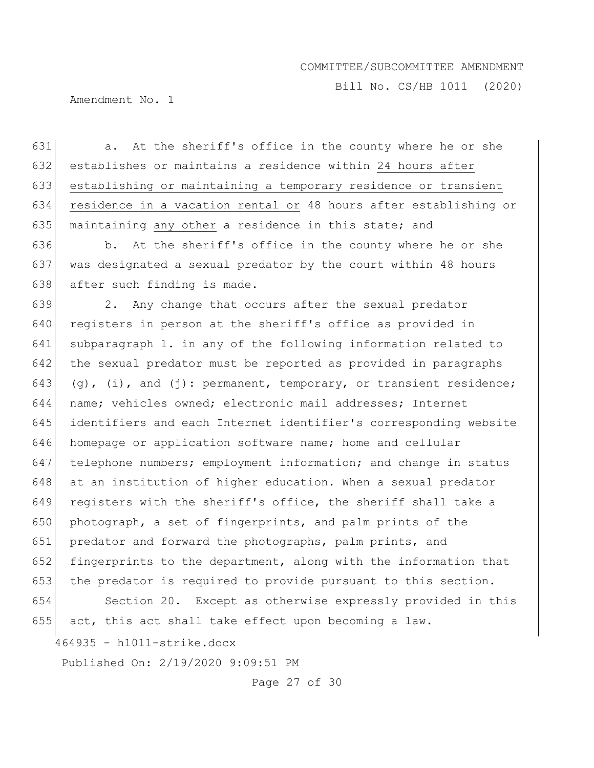a. At the sheriff's office in the county where he or she establishes or maintains a residence within 24 hours after establishing or maintaining a temporary residence or transient residence in a vacation rental or 48 hours after establishing or maintaining any other a residence in this state; and

b. At the sheriff's office in the county where he or she was designated a sexual predator by the court within 48 hours after such finding is made.

2. Any change that occurs after the sexual predator registers in person at the sheriff's office as provided in subparagraph 1. in any of the following information related to the sexual predator must be reported as provided in paragraphs (g), (i), and (j): permanent, temporary, or transient residence; name; vehicles owned; electronic mail addresses; Internet identifiers and each Internet identifier's corresponding website homepage or application software name; home and cellular telephone numbers; employment information; and change in status at an institution of higher education. When a sexual predator registers with the sheriff's office, the sheriff shall take a photograph, a set of fingerprints, and palm prints of the predator and forward the photographs, palm prints, and fingerprints to the department, along with the information that the predator is required to provide pursuant to this section.

Section 20. Except as otherwise expressly provided in this act, this act shall take effect upon becoming a law.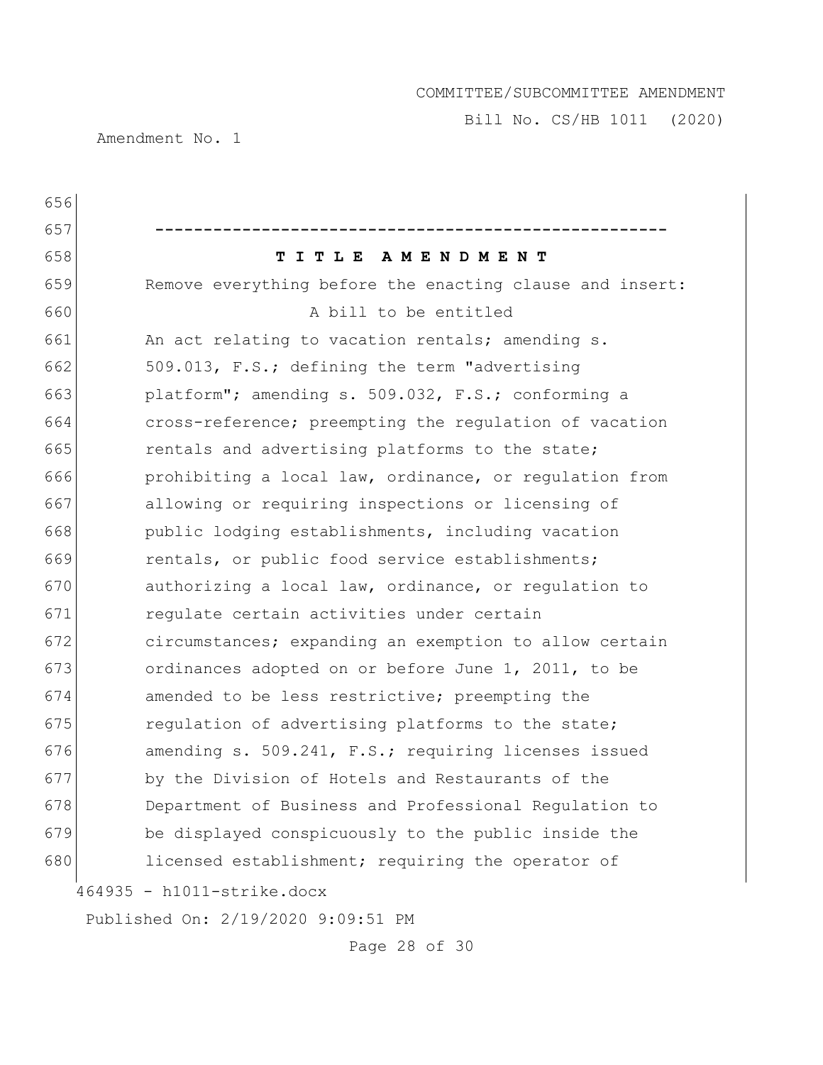-----------------------------------------------------

**T I T L E A M E N D M E N T**

Remove everything before the enacting clause and insert:

A bill to be entitled

An act relating to vacation rentals; amending s. 509.013, F.S.; defining the term "advertising platform"; amending s. 509.032, F.S.; conforming a cross-reference; preempting the regulation of vacation rentals and advertising platforms to the state; prohibiting a local law, ordinance, or regulation from allowing or requiring inspections or licensing of public lodging establishments, including vacation rentals, or public food service establishments; authorizing a local law, ordinance, or regulation to regulate certain activities under certain circumstances; expanding an exemption to allow certain ordinances adopted on or before June 1, 2011, to be amended to be less restrictive; preempting the regulation of advertising platforms to the state; amending s. 509.241, F.S.; requiring licenses issued by the Division of Hotels and Restaurants of the Department of Business and Professional Regulation to be displayed conspicuously to the public inside the licensed establishment; requiring the operator of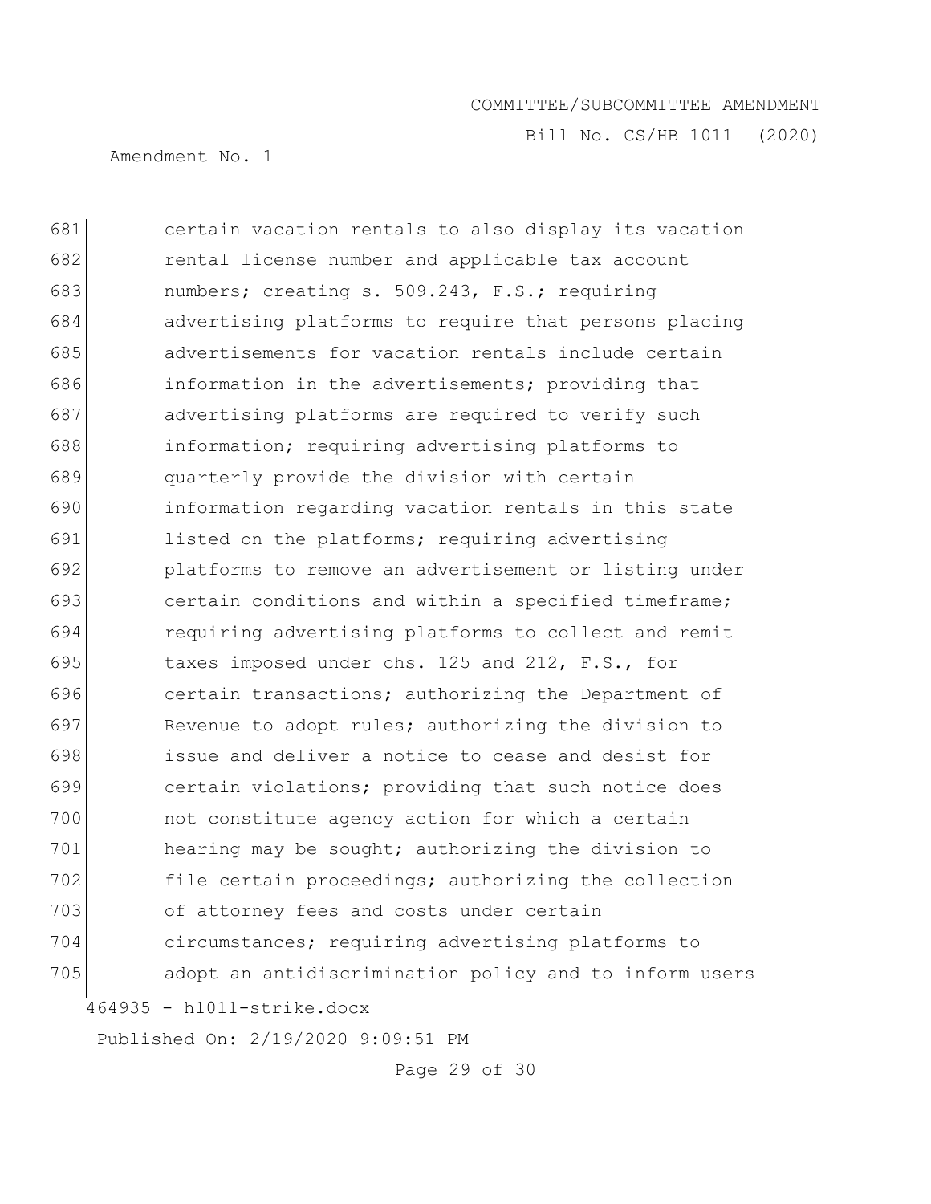681 certain vacation rentals to also display its vacation
682 rental license number and applicable tax account
683 numbers; creating s. 509.243, F.S.; requiring
684 advertising platforms to require that persons placing
685 advertisements for vacation rentals include certain
686 information in the advertisements; providing that
687 advertising platforms are required to verify such
688 information; requiring advertising platforms to
689 quarterly provide the division with certain
690 information regarding vacation rentals in this state
691 listed on the platforms; requiring advertising
692 platforms to remove an advertisement or listing under
693 certain conditions and within a specified timeframe;
694 requiring advertising platforms to collect and remit
695 taxes imposed under chs. 125 and 212, F.S., for
696 certain transactions; authorizing the Department of
697 Revenue to adopt rules; authorizing the division to
698 issue and deliver a notice to cease and desist for
699 certain violations; providing that such notice does
700 not constitute agency action for which a certain
701 hearing may be sought; authorizing the division to
702 file certain proceedings; authorizing the collection
703 of attorney fees and costs under certain
704 circumstances; requiring advertising platforms to
705 adopt an antidiscrimination policy and to inform users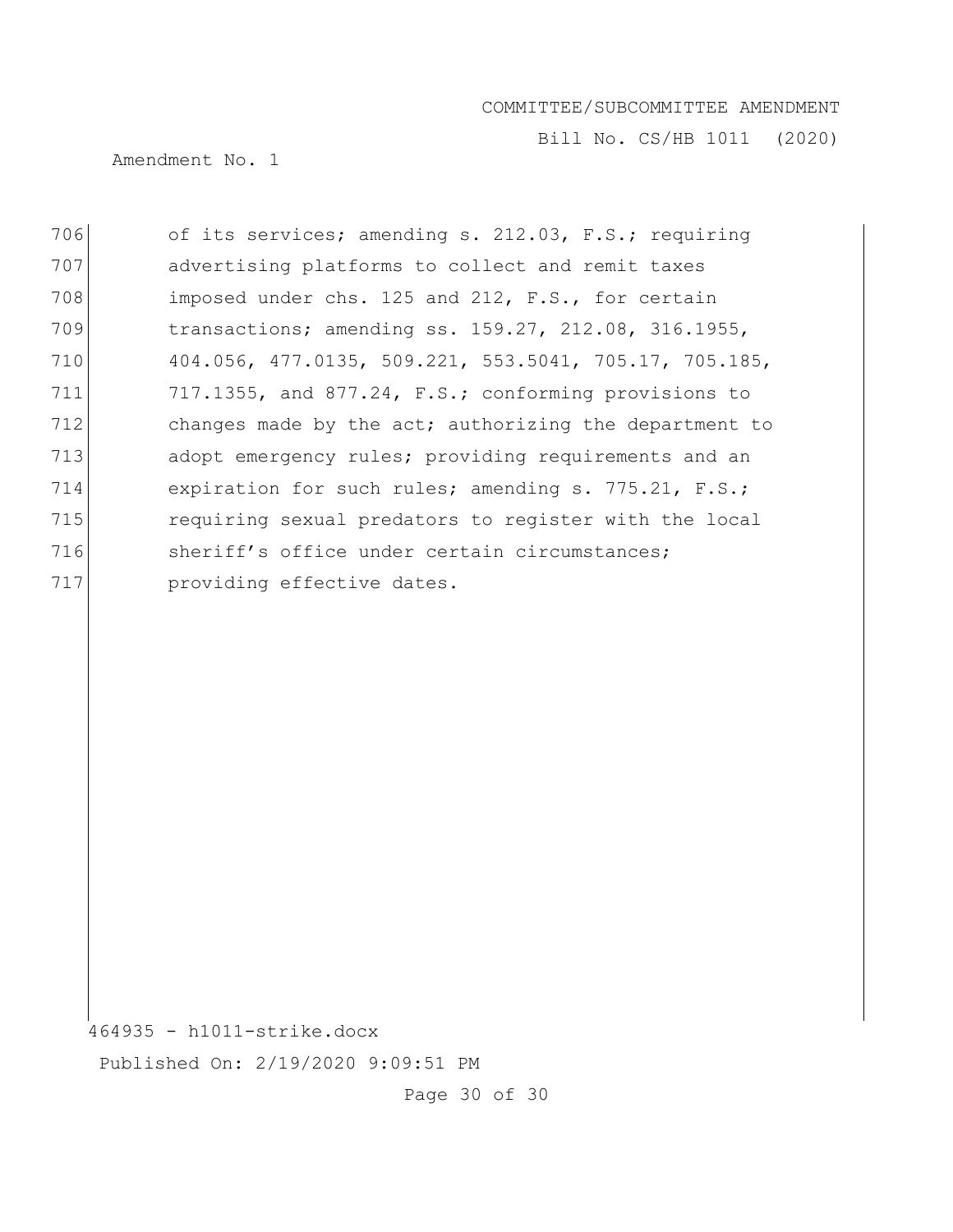706 of its services; amending s. 212.03, F.S.; requiring
707 advertising platforms to collect and remit taxes
708 imposed under chs. 125 and 212, F.S., for certain
709 transactions; amending ss. 159.27, 212.08, 316.1955,
710 404.056, 477.0135, 509.221, 553.5041, 705.17, 705.185,
711 717.1355, and 877.24, F.S.; conforming provisions to
712 changes made by the act; authorizing the department to
713 adopt emergency rules; providing requirements and an
714 expiration for such rules; amending s. 775.21, F.S.;
715 requiring sexual predators to register with the local
716 sheriff's office under certain circumstances;
717 providing effective dates.

464935 - h1011-strike.docx

Published On: 2/19/2020 9:09:51 PM